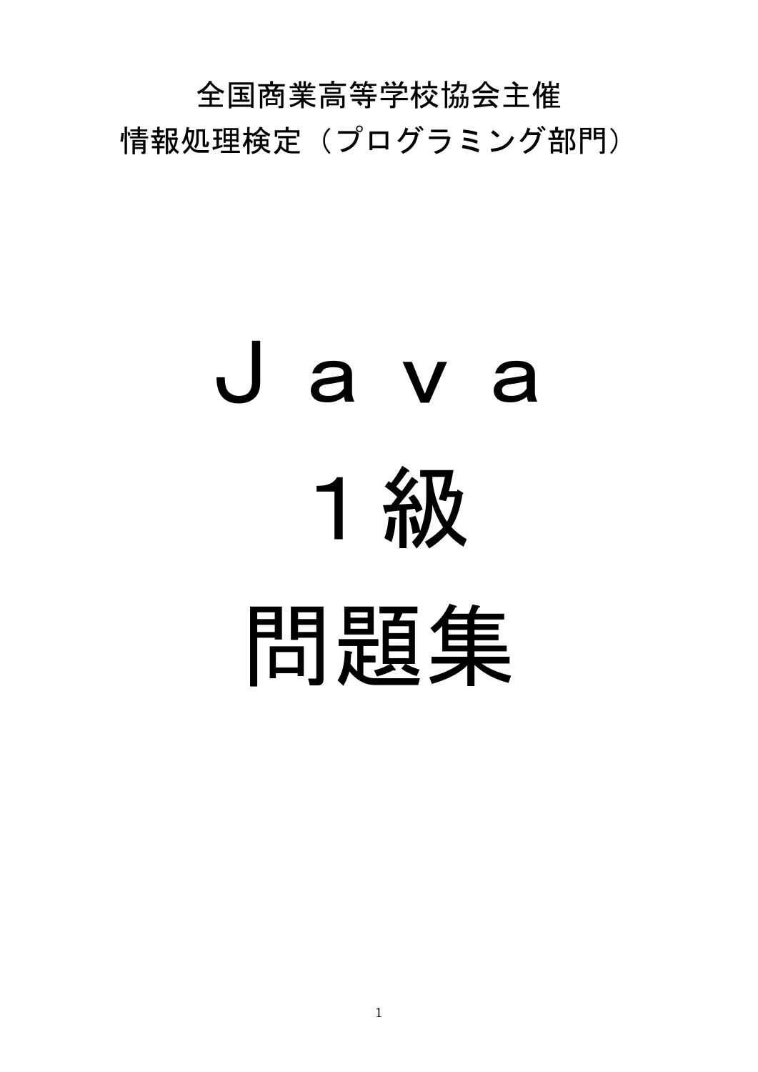全国商業高等学校協会主催
情報処理検定（プログラミング部門）

# Ｊａｖａ

# １級

# 問題集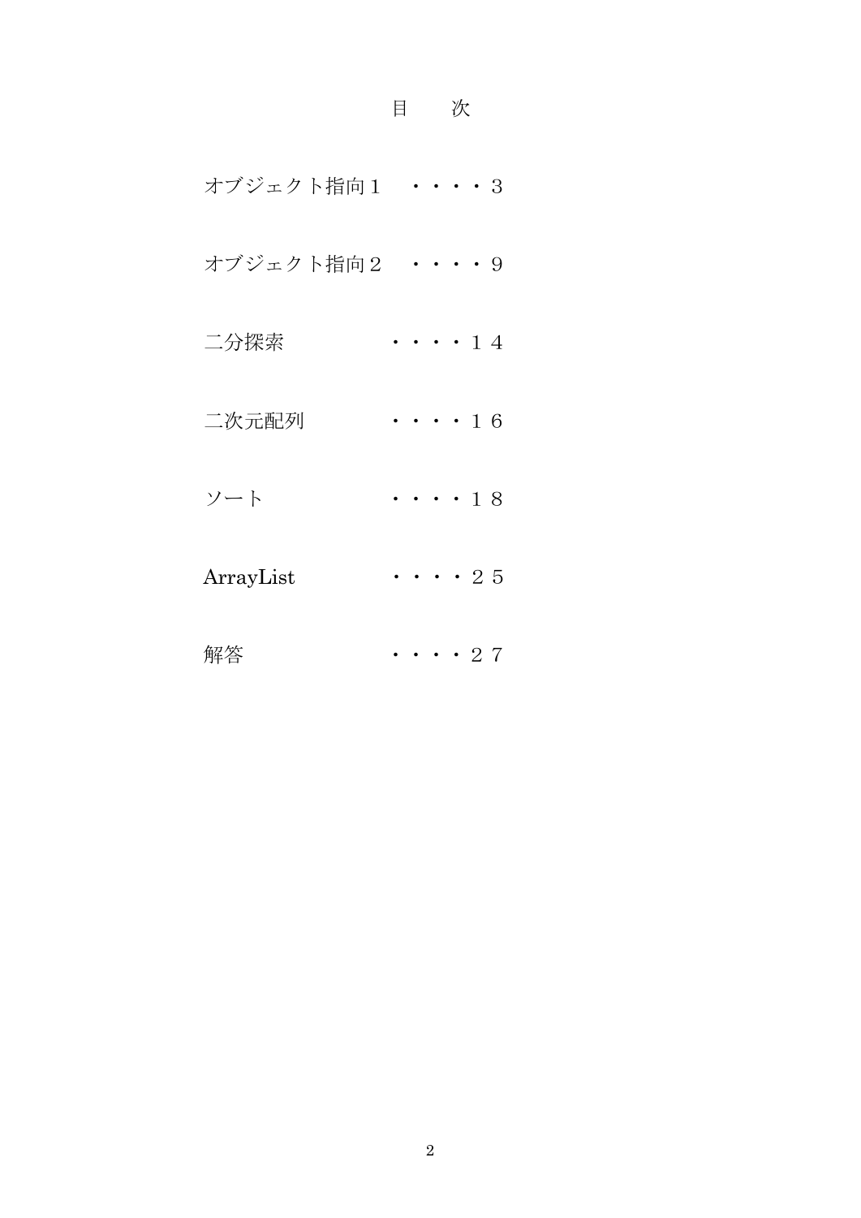# 目　　次

オブジェクト指向１　・・・・３

オブジェクト指向２　・・・・９

二分探索　・・・・１４

二次元配列　・・・・１６

ソート　・・・・１８

ArrayList　・・・・２５

解答　・・・・２７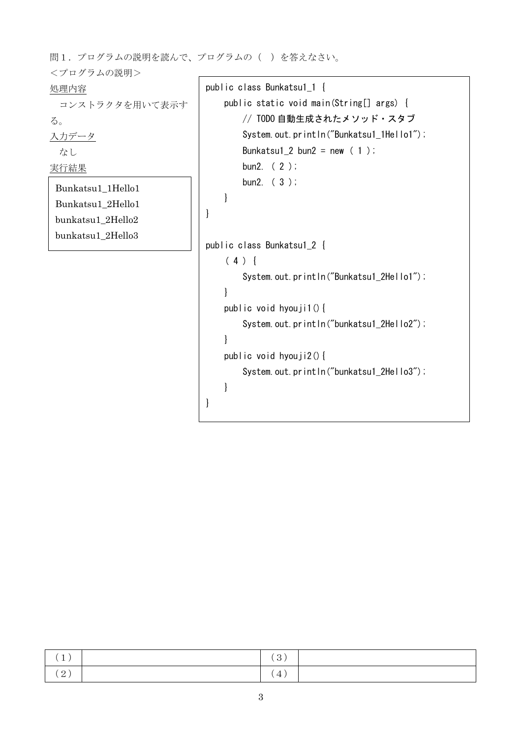問1．プログラムの説明を読んで、プログラムの（ ）を答えなさい。

＜プログラムの説明＞

処理内容

　コンストラクタを用いて表示する。

入力データ

　なし

実行結果

```
Bunkatsu1_1Hello1
Bunkatsu1_2Hello1
bunkatsu1_2Hello2
bunkatsu1_2Hello3
```

```
public class Bunkatsu1_1 {
    public static void main(String[] args) {
        // TODO 自動生成されたメソッド・スタブ
        System.out.println("Bunkatsu1_1Hello1");
        Bunkatsu1_2 bun2 = new （ 1 ）;
        bun2. （ 2 ）;
        bun2. （ 3 ）;
    }
}

public class Bunkatsu1_2 {
    （ 4 ） {
        System.out.println("Bunkatsu1_2Hello1");
    }
    public void hyouji1(){
        System.out.println("bunkatsu1_2Hello2");
    }
    public void hyouji2(){
        System.out.println("bunkatsu1_2Hello3");
    }
}
```

| （1） | | （3） | |
|---|---|---|---|
| （2） | | （4） | |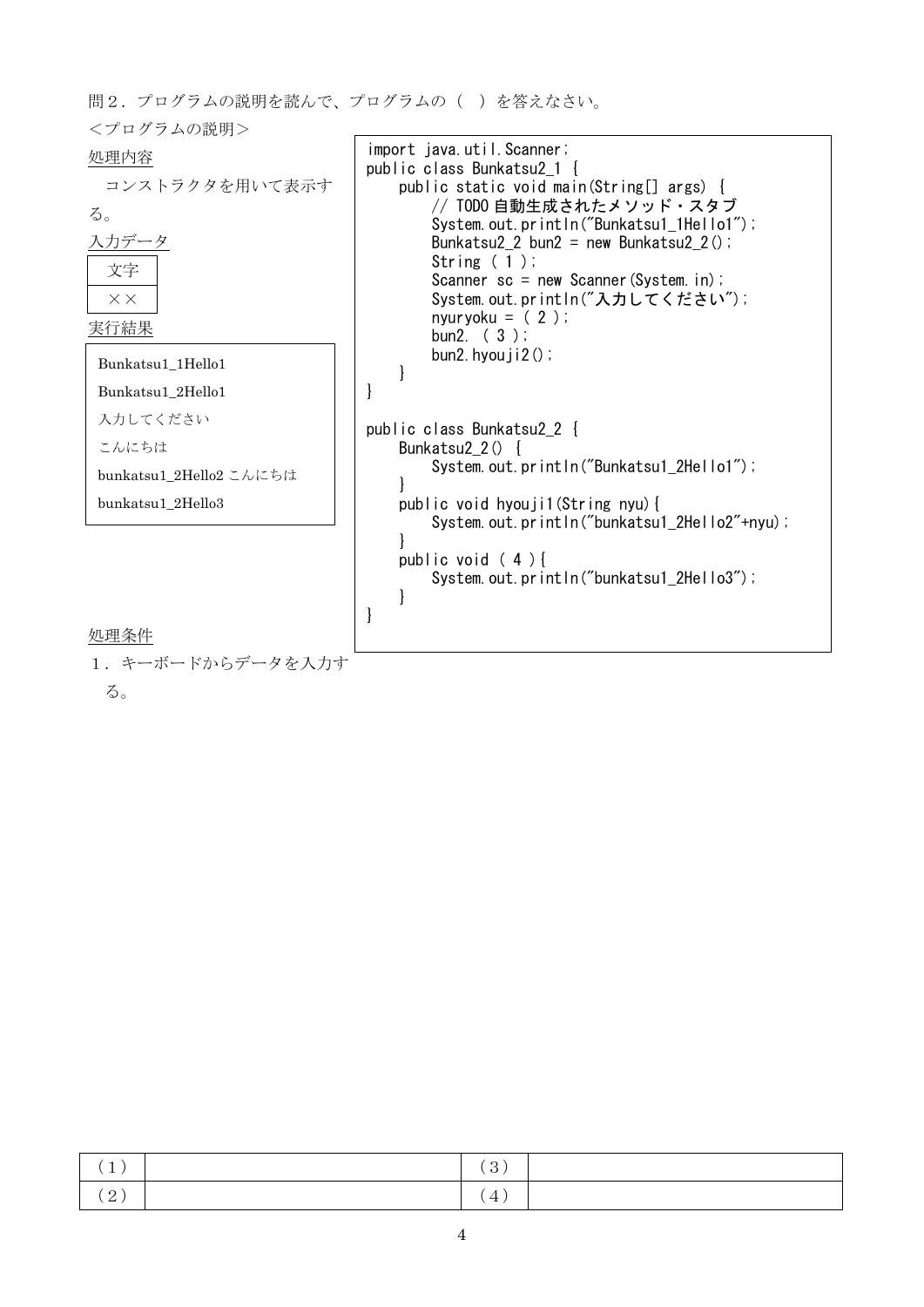問２．プログラムの説明を読んで、プログラムの（ ）を答えなさい。

＜プログラムの説明＞

処理内容

コンストラクタを用いて表示する。

入力データ

| 文字 |
|---|
| ×× |

実行結果

```
Bunkatsu1_1Hello1
Bunkatsu1_2Hello1
入力してください
こんにちは
bunkatsu1_2Hello2 こんにちは
bunkatsu1_2Hello3
```

処理条件

1．キーボードからデータを入力する。

```
import java.util.Scanner;
public class Bunkatsu2_1 {
    public static void main(String[] args) {
        // TODO 自動生成されたメソッド・スタブ
        System.out.println("Bunkatsu1_1Hello1");
        Bunkatsu2_2 bun2 = new Bunkatsu2_2();
        String ( 1 );
        Scanner sc = new Scanner(System.in);
        System.out.println("入力してください");
        nyuryoku = ( 2 );
        bun2. ( 3 );
        bun2.hyouji2();
    }
}

public class Bunkatsu2_2 {
    Bunkatsu2_2() {
        System.out.println("Bunkatsu1_2Hello1");
    }
    public void hyouji1(String nyu){
        System.out.println("bunkatsu1_2Hello2"+nyu);
    }
    public void ( 4 ){
        System.out.println("bunkatsu1_2Hello3");
    }
}
```

| （1） | | （3） | |
|---|---|---|---|
| （2） | | （4） | |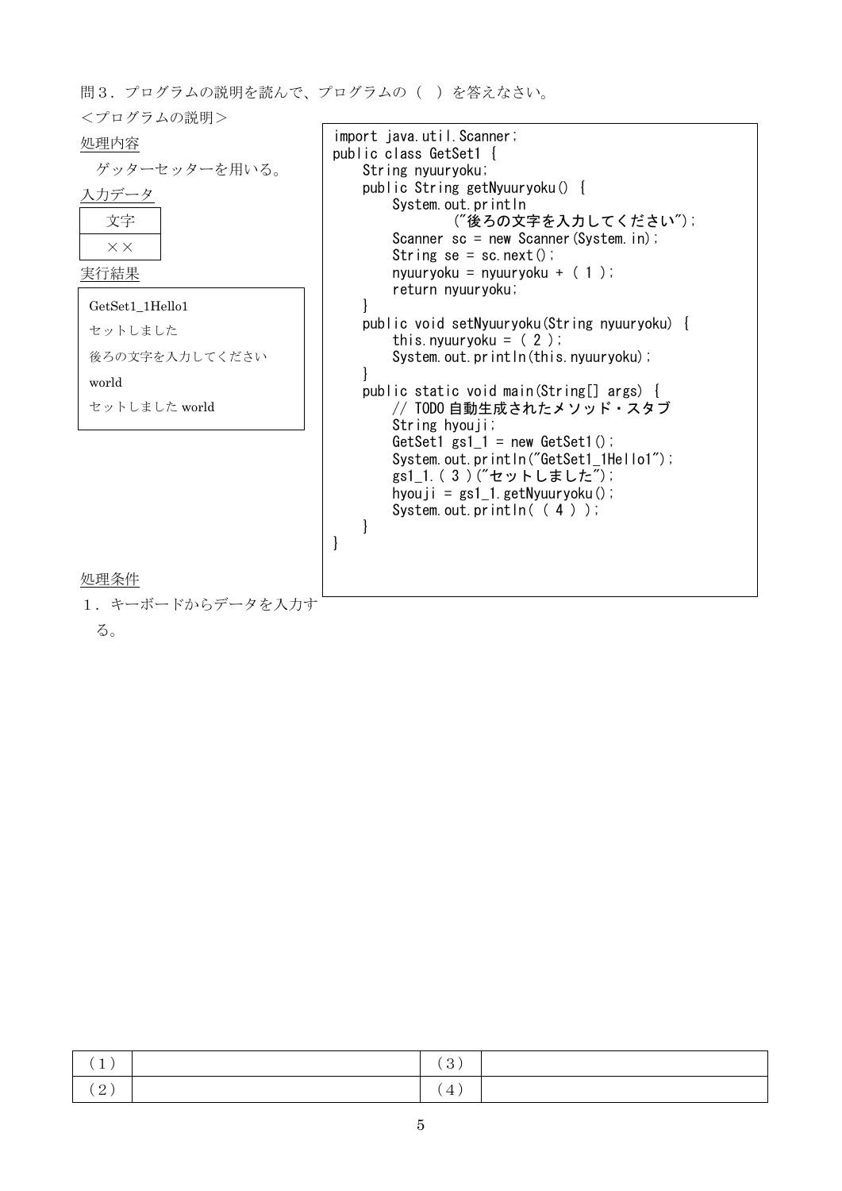問３．プログラムの説明を読んで、プログラムの（　）を答えなさい。

＜プログラムの説明＞

処理内容

ゲッターセッターを用いる。

入力データ

| 文字 |
|---|
| ×× |

実行結果

```
GetSet1_1Hello1
セットしました
後ろの文字を入力してください
world
セットしました world
```

処理条件

１．キーボードからデータを入力する。

```
import java.util.Scanner;
public class GetSet1 {
    String nyuuryoku;
    public String getNyuuryoku() {
        System.out.println
                ("後ろの文字を入力してください");
        Scanner sc = new Scanner(System.in);
        String se = sc.next();
        nyuuryoku = nyuuryoku + ( 1 );
        return nyuuryoku;
    }
    public void setNyuuryoku(String nyuuryoku) {
        this.nyuuryoku = ( 2 );
        System.out.println(this.nyuuryoku);
    }
    public static void main(String[] args) {
        // TODO 自動生成されたメソッド・スタブ
        String hyouji;
        GetSet1 gs1_1 = new GetSet1();
        System.out.println("GetSet1_1Hello1");
        gs1_1.( 3 )("セットしました");
        hyouji = gs1_1.getNyuuryoku();
        System.out.println( ( 4 ) );
    }
}
```

| （１） |  | （３） |  |
|---|---|---|---|
| （２） |  | （４） |  |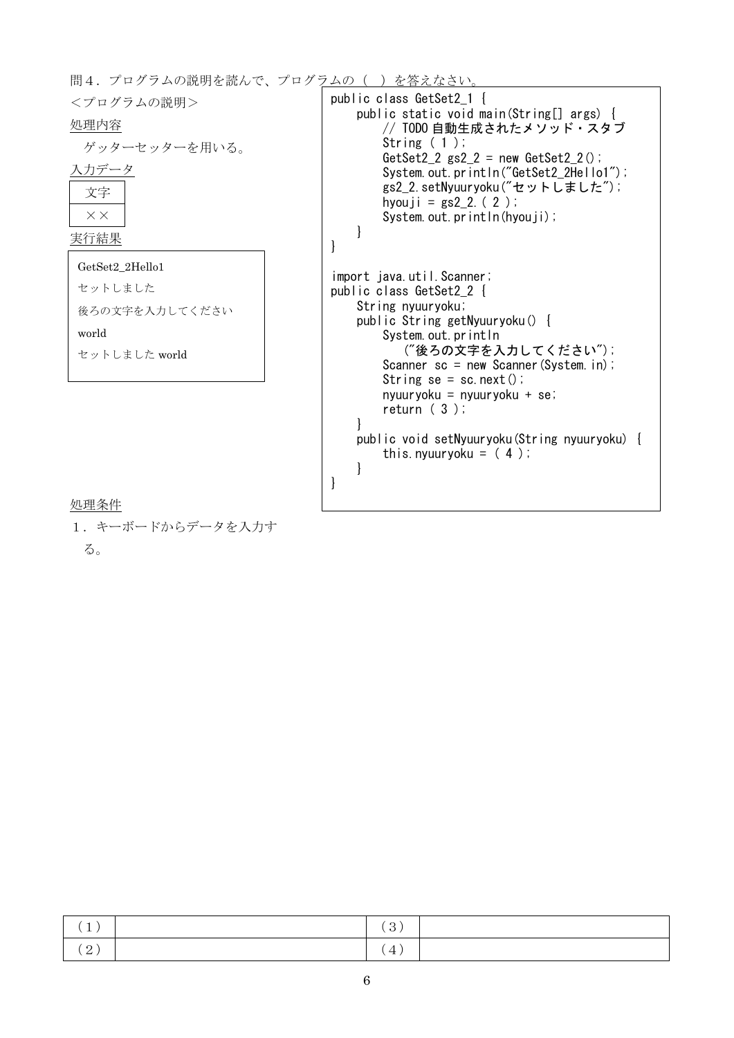問4．プログラムの説明を読んで、プログラムの（　）を答えなさい。

<プログラムの説明>

処理内容

　ゲッターセッターを用いる。

入力データ

| 文字 |
| --- |
| ×× |

実行結果

```
GetSet2_2Hello1
セットしました
後ろの文字を入力してください
world
セットしました world
```

処理条件

1．キーボードからデータを入力する。

```
public class GetSet2_1 {
    public static void main(String[] args) {
        // TODO 自動生成されたメソッド・スタブ
        String ( 1 );
        GetSet2_2 gs2_2 = new GetSet2_2();
        System.out.println("GetSet2_2Hello1");
        gs2_2.setNyuuryoku("セットしました");
        hyouji = gs2_2.( 2 );
        System.out.println(hyouji);
    }
}

import java.util.Scanner;
public class GetSet2_2 {
    String nyuuryoku;
    public String getNyuuryoku() {
        System.out.println
            ("後ろの文字を入力してください");
        Scanner sc = new Scanner(System.in);
        String se = sc.next();
        nyuuryoku = nyuuryoku + se;
        return ( 3 );
    }
    public void setNyuuryoku(String nyuuryoku) {
        this.nyuuryoku = ( 4 );
    }
}
```

| （1） | | （3） | |
| --- | --- | --- | --- |
| （2） | | （4） | |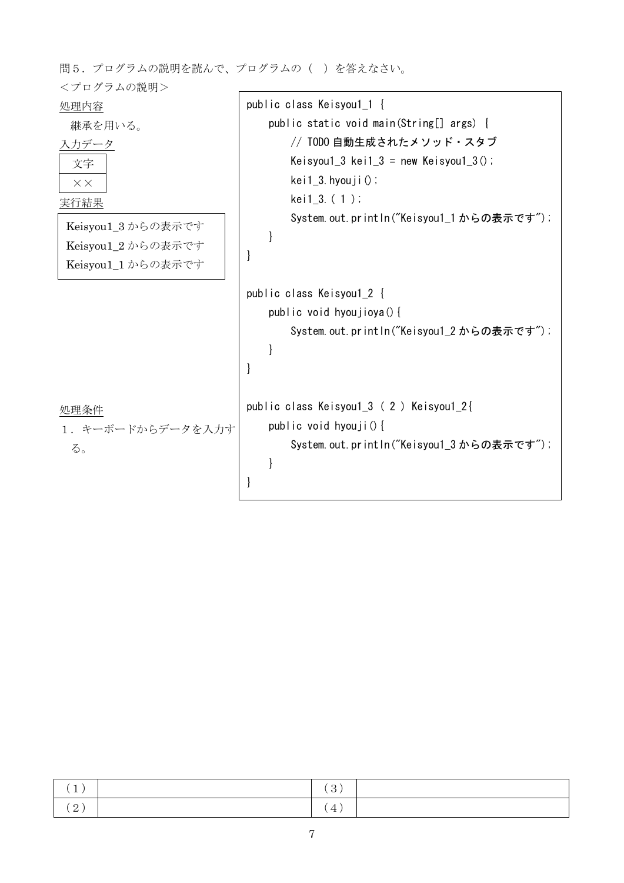問５．プログラムの説明を読んで、プログラムの（ ）を答えなさい。

＜プログラムの説明＞

処理内容

継承を用いる。

入力データ

| 文字 |
|---|
| ×× |

実行結果

```
Keisyou1_3 からの表示です
Keisyou1_2 からの表示です
Keisyou1_1 からの表示です
```

処理条件

1．キーボードからデータを入力する。

```
public class Keisyou1_1 {
    public static void main(String[] args) {
        // TODO 自動生成されたメソッド・スタブ
        Keisyou1_3 kei1_3 = new Keisyou1_3();
        kei1_3.hyouji();
        kei1_3.（ 1 ）;
        System.out.println("Keisyou1_1 からの表示です");
    }
}

public class Keisyou1_2 {
    public void hyoujioya(){
        System.out.println("Keisyou1_2 からの表示です");
    }
}

public class Keisyou1_3 （ 2 ） Keisyou1_2{
    public void hyouji(){
        System.out.println("Keisyou1_3 からの表示です");
    }
}
```

| （1） | | （3） | |
|---|---|---|---|
| （2） | | （4） | |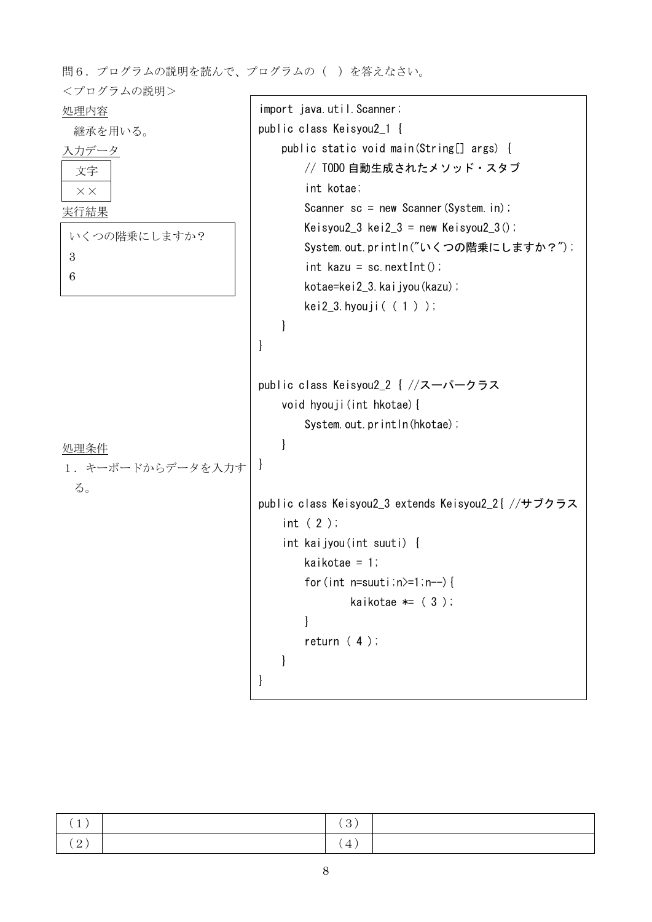問6．プログラムの説明を読んで、プログラムの（　）を答えなさい。

<プログラムの説明>

処理内容

　継承を用いる。

入力データ

| 文字 |
|---|
| ×× |

実行結果

```
いくつの階乗にしますか？
3
6
```

処理条件

1．キーボードからデータを入力する。

```
import java.util.Scanner;
public class Keisyou2_1 {
    public static void main(String[] args) {
        // TODO 自動生成されたメソッド・スタブ
        int kotae;
        Scanner sc = new Scanner(System.in);
        Keisyou2_3 kei2_3 = new Keisyou2_3();
        System.out.println("いくつの階乗にしますか？");
        int kazu = sc.nextInt();
        kotae=kei2_3.kaijyou(kazu);
        kei2_3.hyouji( ( 1 ) );
    }
}

public class Keisyou2_2 { //スーパークラス
    void hyouji(int hkotae){
        System.out.println(hkotae);
    }
}

public class Keisyou2_3 extends Keisyou2_2{ //サブクラス
    int ( 2 );
    int kaijyou(int suuti) {
        kaikotae = 1;
        for(int n=suuti;n>=1;n--){
                kaikotae *= ( 3 );
        }
        return ( 4 );
    }
}
```

| （1） |  | （3） |  |
|---|---|---|---|
| （2） |  | （4） |  |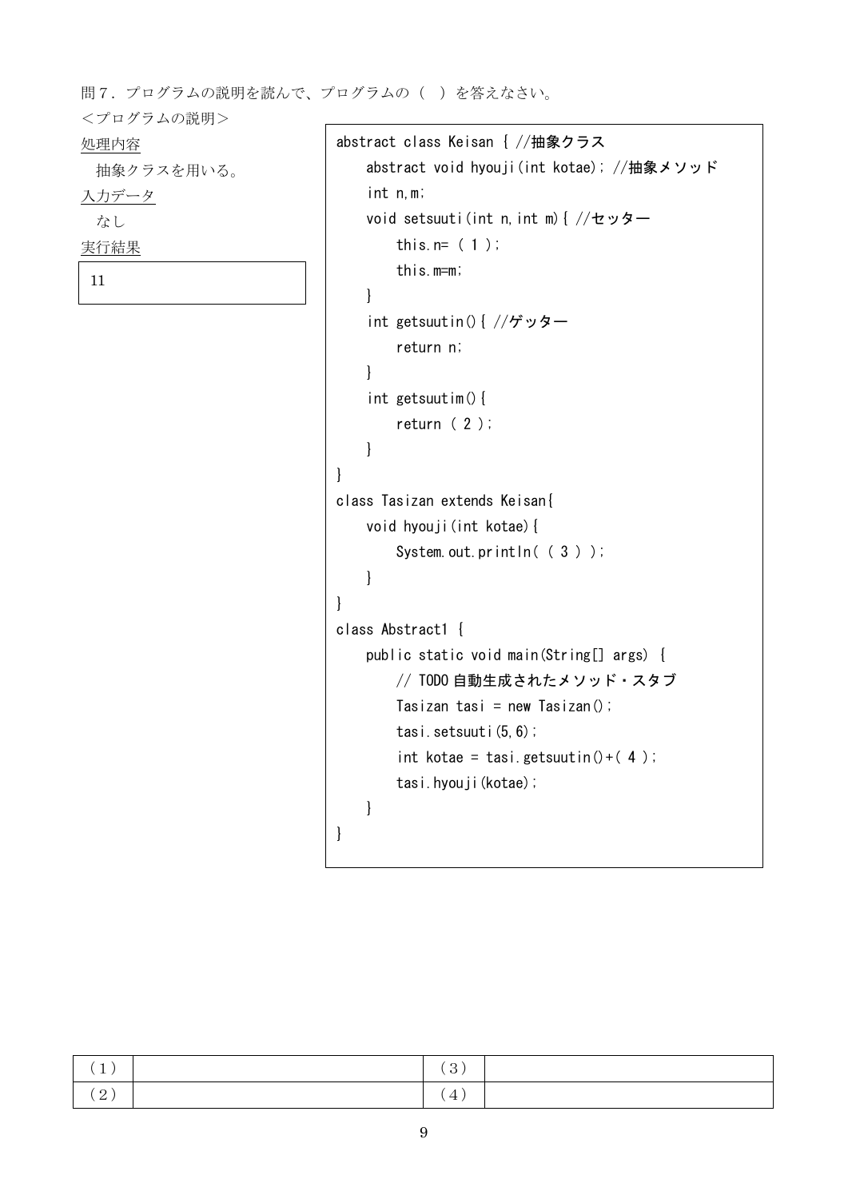問７．プログラムの説明を読んで、プログラムの（　）を答えなさい。

＜プログラムの説明＞

処理内容

抽象クラスを用いる。

入力データ

なし

実行結果

```
11
```

```
abstract class Keisan { //抽象クラス
    abstract void hyouji(int kotae); //抽象メソッド
    int n,m;
    void setsuuti(int n,int m){ //セッター
        this.n= ( 1 );
        this.m=m;
    }
    int getsuutin(){ //ゲッター
        return n;
    }
    int getsuutim(){
        return ( 2 );
    }
}
class Tasizan extends Keisan{
    void hyouji(int kotae){
        System.out.println( ( 3 ) );
    }
}
class Abstract1 {
    public static void main(String[] args) {
        // TODO 自動生成されたメソッド・スタブ
        Tasizan tasi = new Tasizan();
        tasi.setsuuti(5,6);
        int kotae = tasi.getsuutin()+( 4 );
        tasi.hyouji(kotae);
    }
}
```

| （1） | | （3） | |
|---|---|---|---|
| （2） | | （4） | |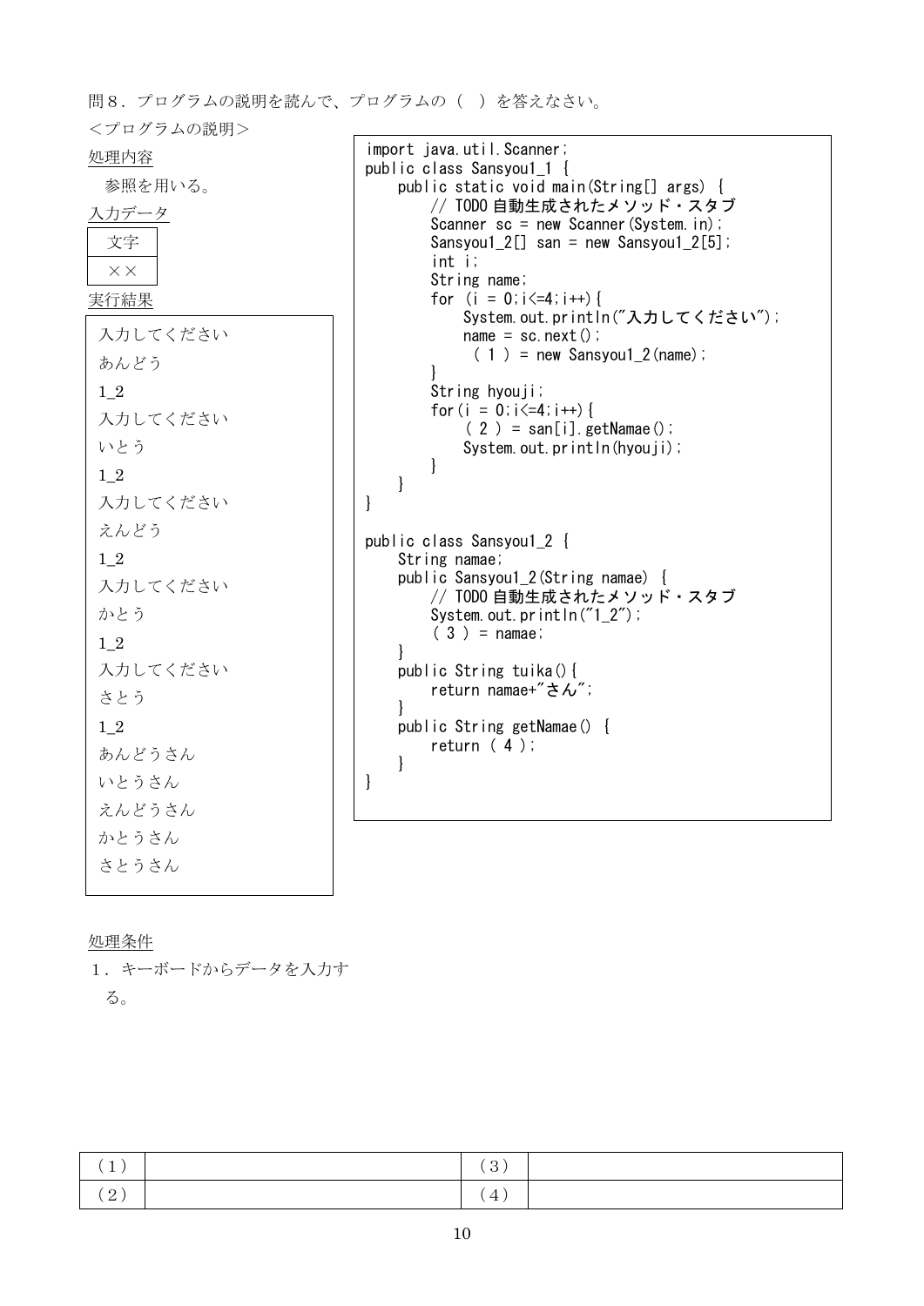問８．プログラムの説明を読んで、プログラムの（　）を答えなさい。

＜プログラムの説明＞

処理内容

参照を用いる。

入力データ

| 文字 |
|---|
| ×× |

実行結果

```
入力してください
あんどう
1_2
入力してください
いとう
1_2
入力してください
えんどう
1_2
入力してください
かとう
1_2
入力してください
さとう
1_2
あんどうさん
いとうさん
えんどうさん
かとうさん
さとうさん
```

```
import java.util.Scanner;
public class Sansyou1_1 {
    public static void main(String[] args) {
        // TODO 自動生成されたメソッド・スタブ
        Scanner sc = new Scanner(System.in);
        Sansyou1_2[] san = new Sansyou1_2[5];
        int i;
        String name;
        for (i = 0;i<=4;i++){
            System.out.println("入力してください");
            name = sc.next();
             ( 1 ) = new Sansyou1_2(name);
        }
        String hyouji;
        for(i = 0;i<=4;i++){
            ( 2 ) = san[i].getNamae();
            System.out.println(hyouji);
        }
    }
}

public class Sansyou1_2 {
    String namae;
    public Sansyou1_2(String namae) {
        // TODO 自動生成されたメソッド・スタブ
        System.out.println("1_2");
        ( 3 ) = namae;
    }
    public String tuika(){
        return namae+"さん";
    }
    public String getNamae() {
        return ( 4 );
    }
}
```

処理条件

1．キーボードからデータを入力する。

| (1) |  | (3) |  |
|---|---|---|---|
| (2) |  | (4) |  |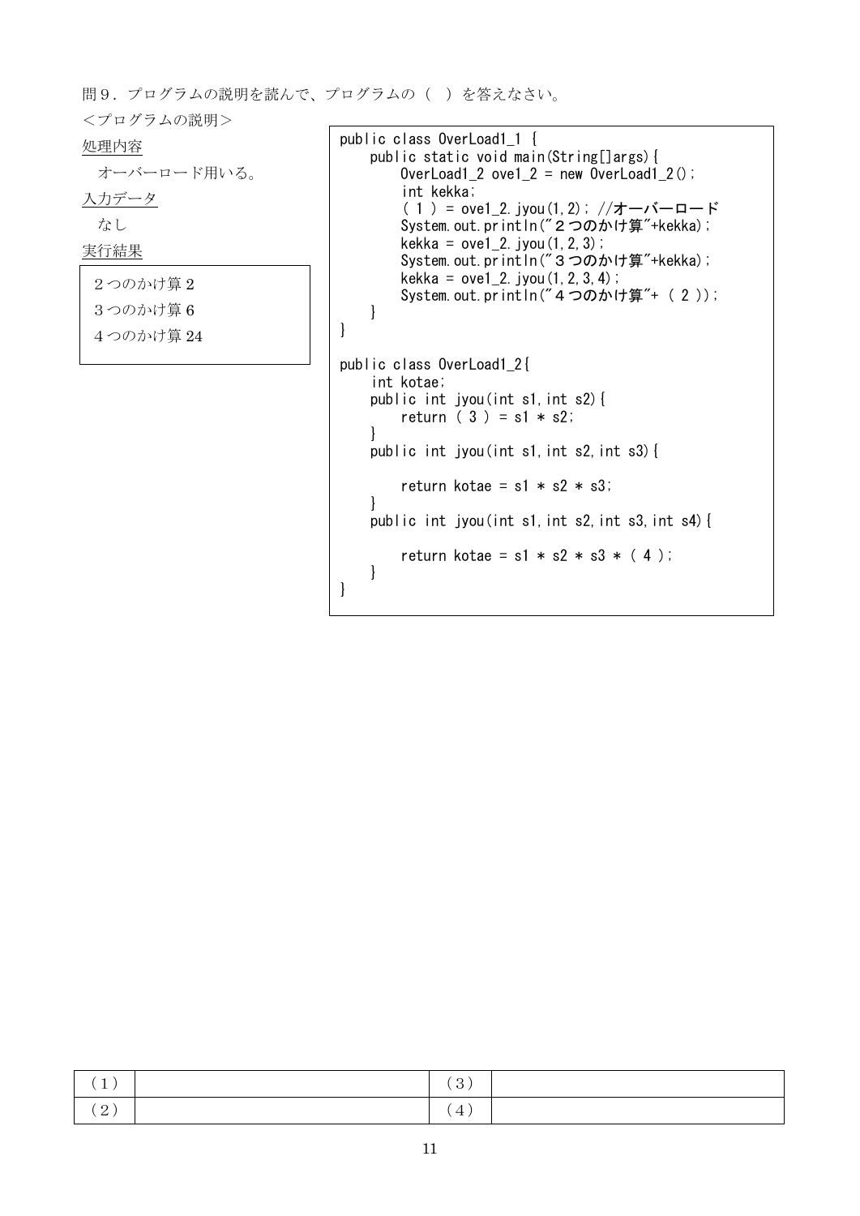問９．プログラムの説明を読んで、プログラムの（　）を答えなさい。

＜プログラムの説明＞

処理内容

　オーバーロード用いる。

入力データ

　なし

実行結果

```
２つのかけ算 2
３つのかけ算 6
４つのかけ算 24
```

```
public class OverLoad1_1 {
    public static void main(String[]args){
        OverLoad1_2 ove1_2 = new OverLoad1_2();
        int kekka;
        ( 1 ) = ove1_2.jyou(1,2); //オーバーロード
        System.out.println("２つのかけ算"+kekka);
        kekka = ove1_2.jyou(1,2,3);
        System.out.println("３つのかけ算"+kekka);
        kekka = ove1_2.jyou(1,2,3,4);
        System.out.println("４つのかけ算"+ ( 2 ));
    }
}

public class OverLoad1_2{
    int kotae;
    public int jyou(int s1,int s2){
        return ( 3 ) = s1 * s2;
    }
    public int jyou(int s1,int s2,int s3){

        return kotae = s1 * s2 * s3;
    }
    public int jyou(int s1,int s2,int s3,int s4){

        return kotae = s1 * s2 * s3 * ( 4 );
    }
}
```

| （1） | | （3） | |
|---|---|---|---|
| （2） | | （4） | |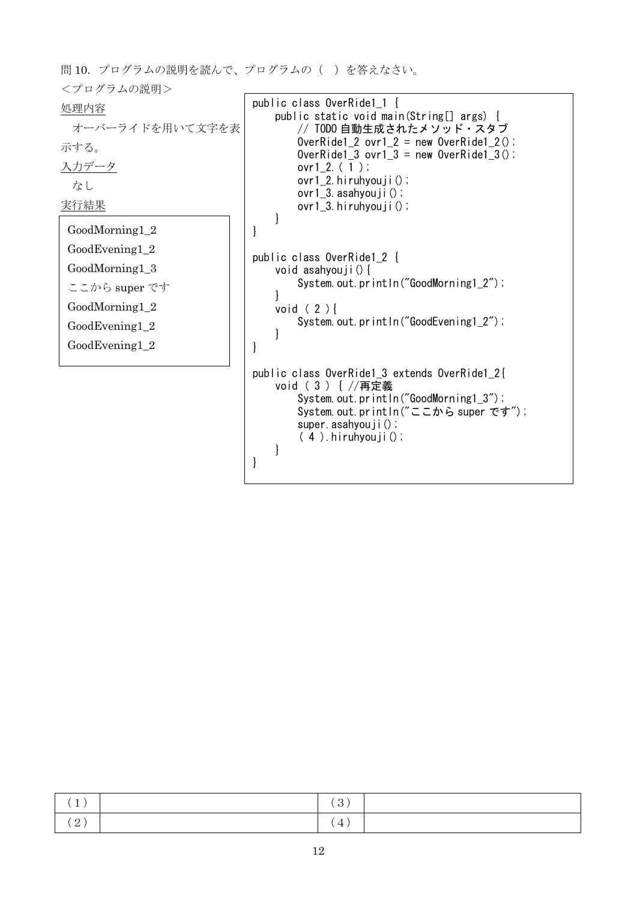問 10. プログラムの説明を読んで、プログラムの（ ）を答えなさい。

＜プログラムの説明＞

処理内容

　オーバーライドを用いて文字を表示する。

入力データ

　なし

実行結果

```
GoodMorning1_2
GoodEvening1_2
GoodMorning1_3
ここから super です
GoodMorning1_2
GoodEvening1_2
GoodEvening1_2
```

```
public class OverRide1_1 {
    public static void main(String[] args) {
        // TODO 自動生成されたメソッド・スタブ
        OverRide1_2 ovr1_2 = new OverRide1_2();
        OverRide1_3 ovr1_3 = new OverRide1_3();
        ovr1_2.( 1 );
        ovr1_2.hiruhyouji();
        ovr1_3.asahyouji();
        ovr1_3.hiruhyouji();
    }
}

public class OverRide1_2 {
    void asahyouji(){
        System.out.println("GoodMorning1_2");
    }
    void ( 2 ){
        System.out.println("GoodEvening1_2");
    }
}

public class OverRide1_3 extends OverRide1_2{
    void ( 3 ) { //再定義
        System.out.println("GoodMorning1_3");
        System.out.println("ここから super です");
        super.asahyouji();
        ( 4 ).hiruhyouji();
    }
}
```

| （1） |  | （3） |  |
|---|---|---|---|
| （2） |  | （4） |  |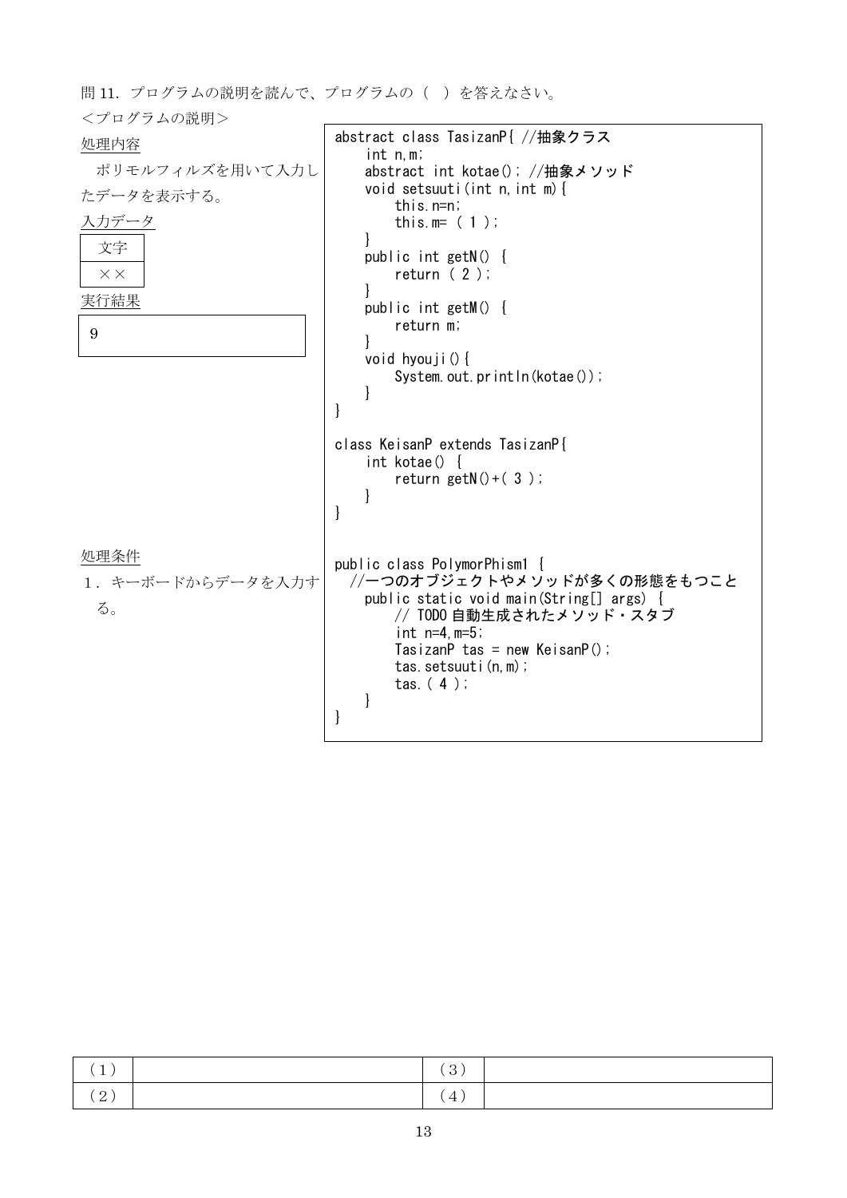問 11. プログラムの説明を読んで、プログラムの（ ）を答えなさい。

<プログラムの説明>

処理内容

ポリモルフィルズを用いて入力したデータを表示する。

入力データ

| 文字 |
|---|
| ×× |

実行結果

```
9
```

処理条件

1．キーボードからデータを入力する。

```
abstract class TasizanP{ //抽象クラス
    int n,m;
    abstract int kotae(); //抽象メソッド
    void setsuuti(int n,int m){
        this.n=n;
        this.m= ( 1 );
    }
    public int getN() {
        return ( 2 );
    }
    public int getM() {
        return m;
    }
    void hyouji(){
        System.out.println(kotae());
    }
}

class KeisanP extends TasizanP{
    int kotae() {
        return getN()+( 3 );
    }
}

public class PolymorPhism1 {
  //一つのオブジェクトやメソッドが多くの形態をもつこと
    public static void main(String[] args) {
        // TODO 自動生成されたメソッド・スタブ
        int n=4,m=5;
        TasizanP tas = new KeisanP();
        tas.setsuuti(n,m);
        tas.( 4 );
    }
}
```

| （1） | | （3） | |
|---|---|---|---|
| （2） | | （4） | |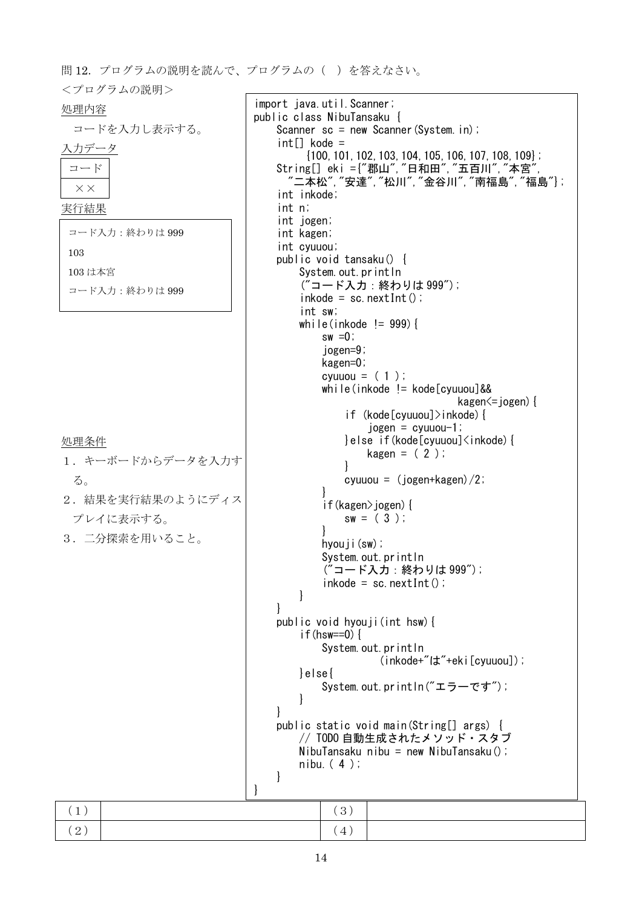問 12. プログラムの説明を読んで、プログラムの（ ）を答えなさい。

<プログラムの説明>

処理内容

コードを入力し表示する。

入力データ

| コード |
|---|
| ×× |

実行結果

```
コード入力：終わりは 999
103
103 は本宮
コード入力：終わりは 999
```

処理条件

1. キーボードからデータを入力する。
2. 結果を実行結果のようにディスプレイに表示する。
3. 二分探索を用いること。

```
import java.util.Scanner;
public class NibuTansaku {
    Scanner sc = new Scanner(System.in);
    int[] kode =
          {100,101,102,103,104,105,106,107,108,109};
    String[] eki ={"郡山","日和田","五百川","本宮",
      "二本松","安達","松川","金谷川","南福島","福島"};
    int inkode;
    int n;
    int jogen;
    int kagen;
    int cyuuou;
    public void tansaku() {
        System.out.println
        ("コード入力：終わりは 999");
        inkode = sc.nextInt();
        int sw;
        while(inkode != 999){
            sw =0;
            jogen=9;
            kagen=0;
            cyuuou = ( 1 );
            while(inkode != kode[cyuuou]&&
                                    kagen<=jogen){
                if (kode[cyuuou]>inkode){
                    jogen = cyuuou-1;
                }else if(kode[cyuuou]<inkode){
                    kagen = ( 2 );
                }
                cyuuou = (jogen+kagen)/2;
            }
            if(kagen>jogen){
                sw = ( 3 );
            }
            hyouji(sw);
            System.out.println
            ("コード入力：終わりは 999");
            inkode = sc.nextInt();
        }
    }
    public void hyouji(int hsw){
        if(hsw==0){
            System.out.println
                    (inkode+"は"+eki[cyuuou]);
        }else{
            System.out.println("エラーです");
        }
    }
    public static void main(String[] args) {
        // TODO 自動生成されたメソッド・スタブ
        NibuTansaku nibu = new NibuTansaku();
        nibu.( 4 );
    }
}
```

| (1) | | (3) | |
|---|---|---|---|
| (2) | | (4) | |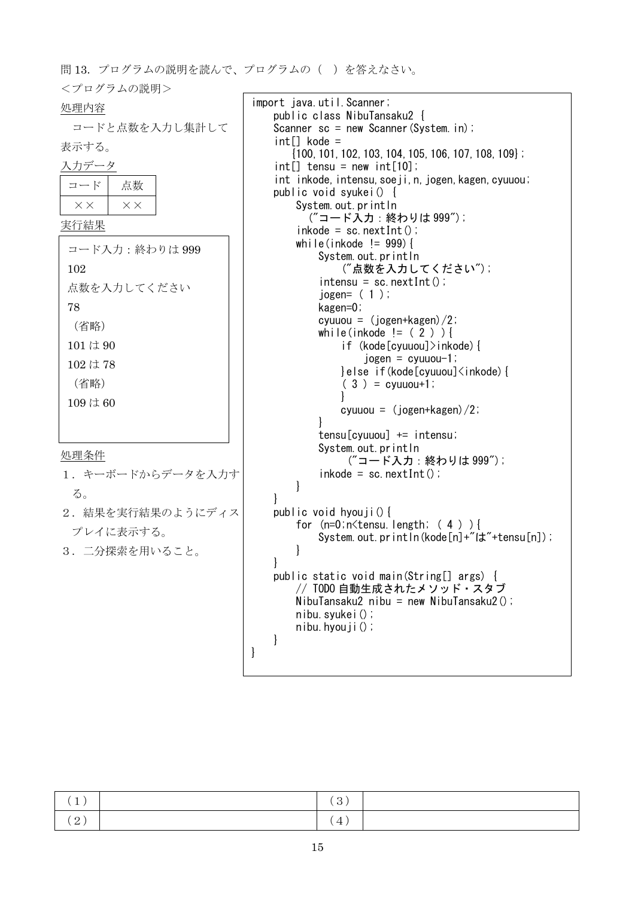問 13. プログラムの説明を読んで、プログラムの（　）を答えなさい。

＜プログラムの説明＞

処理内容

　コードと点数を入力し集計して表示する。

入力データ

| コード | 点数 |
|---|---|
| ×× | ×× |

実行結果

```
コード入力：終わりは 999
102
点数を入力してください
78
（省略）
101 は 90
102 は 78
（省略）
109 は 60
```

処理条件

1．キーボードからデータを入力する。
2．結果を実行結果のようにディスプレイに表示する。
3．二分探索を用いること。

```
import java.util.Scanner;
    public class NibuTansaku2 {
    Scanner sc = new Scanner(System.in);
    int[] kode =
        {100,101,102,103,104,105,106,107,108,109};
    int[] tensu = new int[10];
    int inkode,intensu,soeji,n,jogen,kagen,cyuuou;
    public void syukei() {
        System.out.println
          ("コード入力：終わりは 999");
        inkode = sc.nextInt();
        while(inkode != 999){
            System.out.println
                ("点数を入力してください");
            intensu = sc.nextInt();
            jogen= ( 1 );
            kagen=0;
            cyuuou = (jogen+kagen)/2;
            while(inkode != ( 2 ) ){
                if (kode[cyuuou]>inkode){
                    jogen = cyuuou-1;
                }else if(kode[cyuuou]<inkode){
                ( 3 ) = cyuuou+1;
                }
                cyuuou = (jogen+kagen)/2;
            }
            tensu[cyuuou] += intensu;
            System.out.println
                 ("コード入力：終わりは 999");
            inkode = sc.nextInt();
        }
    }
    public void hyouji(){
        for (n=0;n<tensu.length; ( 4 ) ){
            System.out.println(kode[n]+"は"+tensu[n]);
        }
    }
    public static void main(String[] args) {
        // TODO 自動生成されたメソッド・スタブ
        NibuTansaku2 nibu = new NibuTansaku2();
        nibu.syukei();
        nibu.hyouji();
    }
}
```

| (1) | | (3) | |
|---|---|---|---|
| (2) | | (4) | |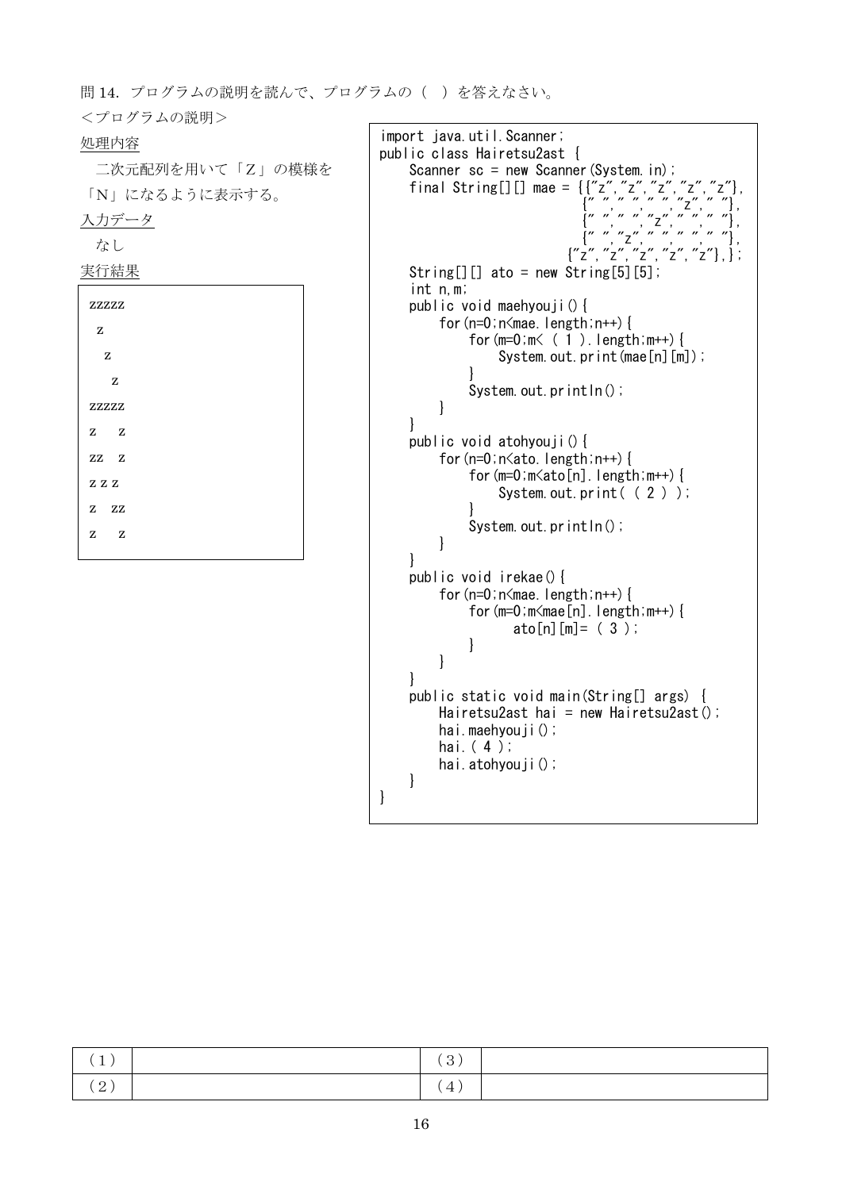問 14. プログラムの説明を読んで、プログラムの（　）を答えなさい。

＜プログラムの説明＞

処理内容

二次元配列を用いて「Z」の模様を「N」になるように表示する。

入力データ

なし

実行結果

```
zzzzz
 z
  z
   z
zzzzz
z   z
zz  z
z z z
z  zz
z   z
```

```
import java.util.Scanner;
public class Hairetsu2ast {
    Scanner sc = new Scanner(System.in);
    final String[][] mae = {{"z","z","z","z","z"},
                            {" "," "," ","z"," "},
                            {" "," ","z"," "," "},
                            {" ","z"," "," "," "},
                           {"z","z","z","z","z"},};
    String[][] ato = new String[5][5];
    int n,m;
    public void maehyouji(){
        for(n=0;n<mae.length;n++){
            for(m=0;m< ( 1 ).length;m++){
                System.out.print(mae[n][m]);
            }
            System.out.println();
        }
    }
    public void atohyouji(){
        for(n=0;n<ato.length;n++){
            for(m=0;m<ato[n].length;m++){
                System.out.print( ( 2 ) );
            }
            System.out.println();
        }
    }
    public void irekae(){
        for(n=0;n<mae.length;n++){
            for(m=0;m<mae[n].length;m++){
                 ato[n][m]= ( 3 );
            }
        }
    }
    public static void main(String[] args) {
        Hairetsu2ast hai = new Hairetsu2ast();
        hai.maehyouji();
        hai.( 4 );
        hai.atohyouji();
    }
}
```

| (1) |  | (3) |  |
|---|---|---|---|
| (2) |  | (4) |  |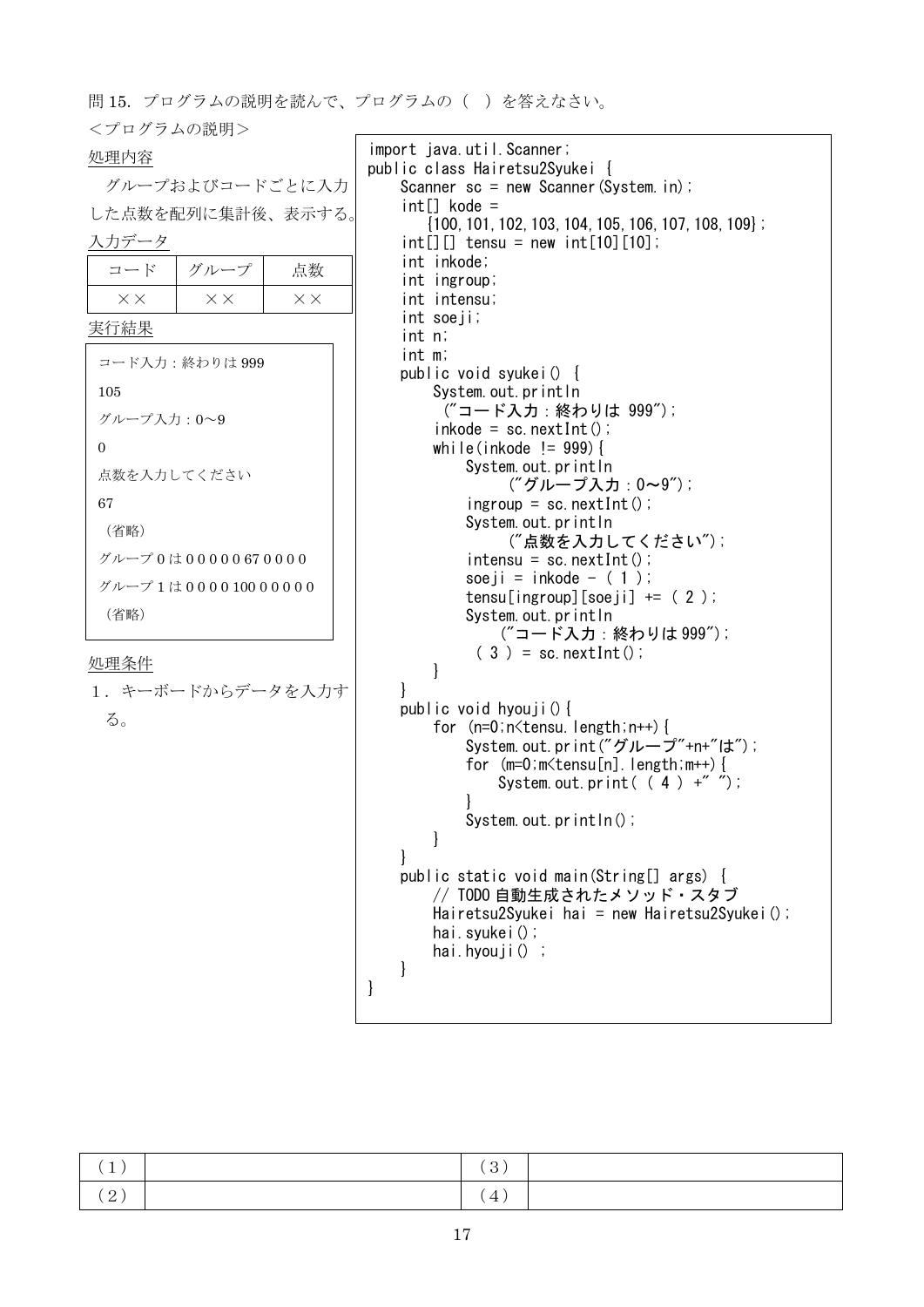問 15. プログラムの説明を読んで、プログラムの（ ）を答えなさい。

<プログラムの説明>

処理内容

グループおよびコードごとに入力した点数を配列に集計後、表示する。

入力データ

| コード | グループ | 点数 |
|---|---|---|
| ×× | ×× | ×× |

実行結果

```
コード入力：終わりは 999
105
グループ入力：0～9
0
点数を入力してください
67
（省略）
グループ 0 は 0 0 0 0 0 67 0 0 0 0
グループ 1 は 0 0 0 0 100 0 0 0 0 0
（省略）
```

処理条件

1．キーボードからデータを入力する。

```java
import java.util.Scanner;
public class Hairetsu2Syukei {
    Scanner sc = new Scanner(System.in);
    int[] kode =
        {100,101,102,103,104,105,106,107,108,109};
    int[][] tensu = new int[10][10];
    int inkode;
    int ingroup;
    int intensu;
    int soeji;
    int n;
    int m;
    public void syukei() {
        System.out.println
          ("コード入力：終わりは 999");
        inkode = sc.nextInt();
        while(inkode != 999){
            System.out.println
                ("グループ入力：0～9");
            ingroup = sc.nextInt();
            System.out.println
                ("点数を入力してください");
            intensu = sc.nextInt();
            soeji = inkode - ( 1 );
            tensu[ingroup][soeji] += ( 2 );
            System.out.println
                ("コード入力：終わりは 999");
            ( 3 ) = sc.nextInt();
        }
    }
    public void hyouji(){
        for (n=0;n<tensu.length;n++){
            System.out.print("グループ"+n+"は");
            for (m=0;m<tensu[n].length;m++){
                System.out.print( ( 4 ) +" ");
            }
            System.out.println();
        }
    }
    public static void main(String[] args) {
        // TODO 自動生成されたメソッド・スタブ
        Hairetsu2Syukei hai = new Hairetsu2Syukei();
        hai.syukei();
        hai.hyouji() ;
    }
}
```

| （1） | | （3） | |
|---|---|---|---|
| （2） | | （4） | |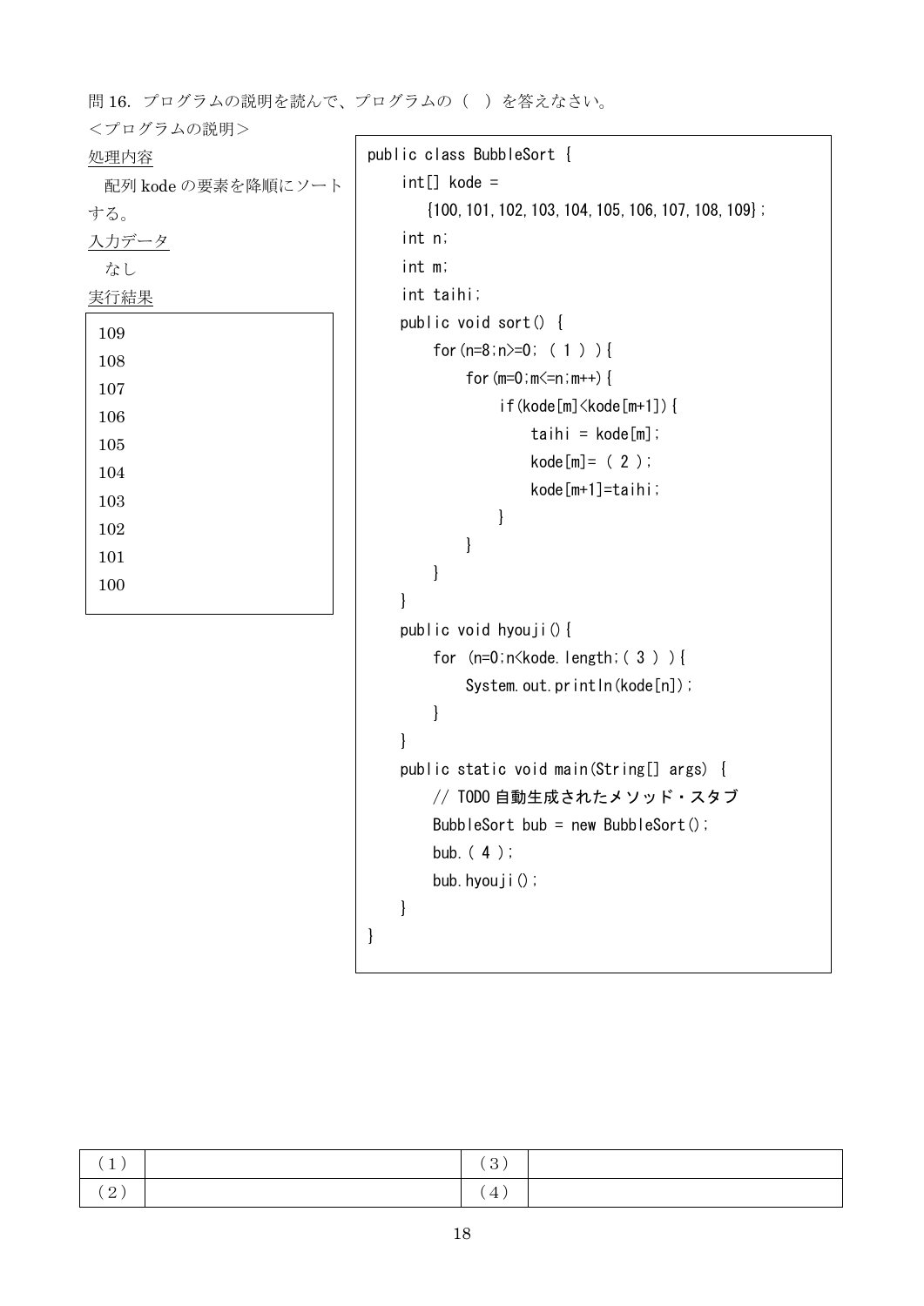問 16. プログラムの説明を読んで、プログラムの（　）を答えなさい。

＜プログラムの説明＞

処理内容

配列 kode の要素を降順にソートする。

入力データ

なし

実行結果

```
109
108
107
106
105
104
103
102
101
100
```

```
public class BubbleSort {
    int[] kode =
       {100,101,102,103,104,105,106,107,108,109};
    int n;
    int m;
    int taihi;
    public void sort() {
        for(n=8;n>=0; ( 1 ) ){
            for(m=0;m<=n;m++){
                if(kode[m]<kode[m+1]){
                    taihi = kode[m];
                    kode[m]= ( 2 );
                    kode[m+1]=taihi;
                }
            }
        }
    }
    public void hyouji(){
        for (n=0;n<kode.length;( 3 ) ){
            System.out.println(kode[n]);
        }
    }
    public static void main(String[] args) {
        // TODO 自動生成されたメソッド・スタブ
        BubbleSort bub = new BubbleSort();
        bub.( 4 );
        bub.hyouji();
    }
}
```

| （1） |  | （3） |  |
|---|---|---|---|
| （2） |  | （4） |  |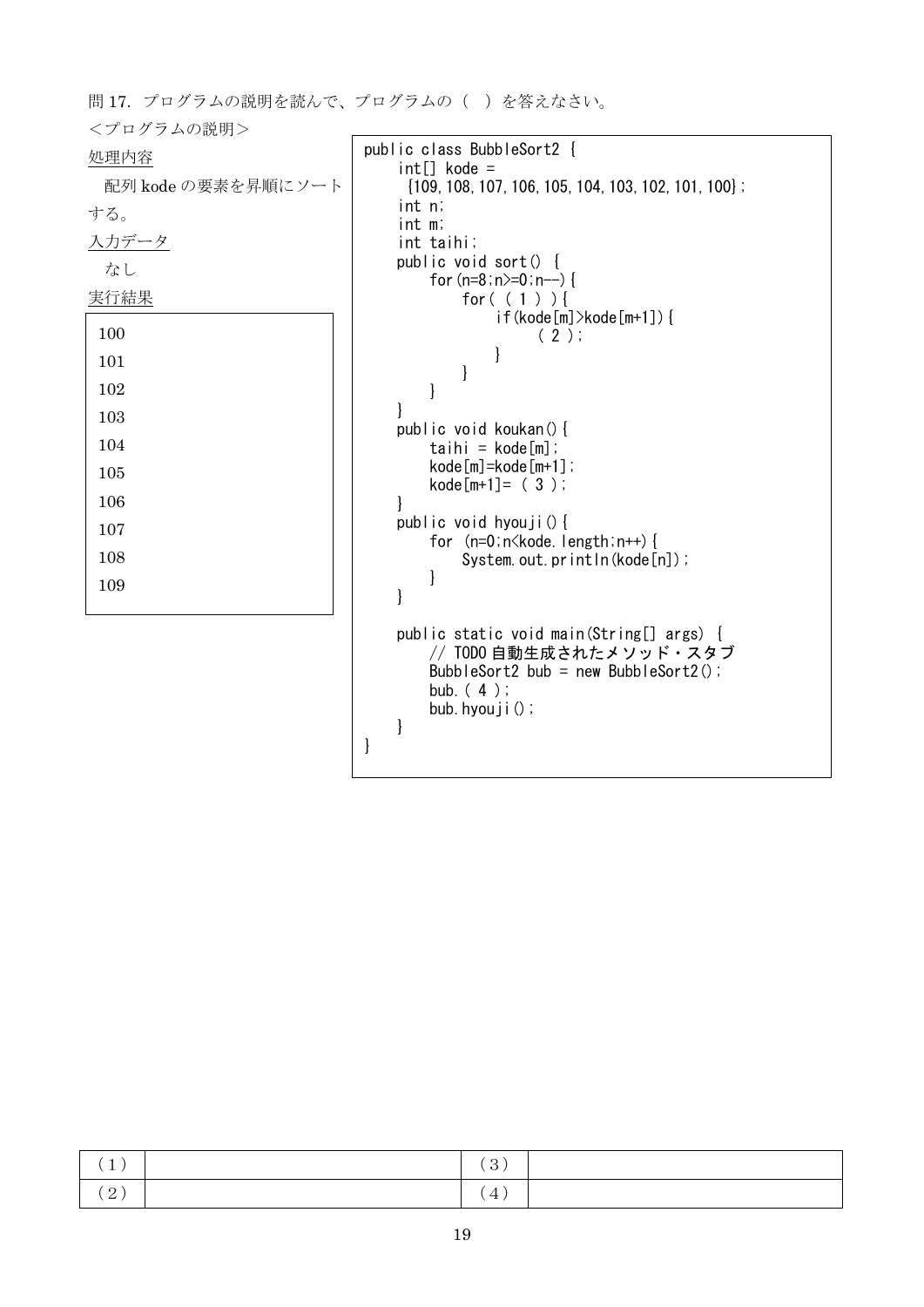問 17. プログラムの説明を読んで、プログラムの（ ）を答えなさい。

＜プログラムの説明＞

処理内容

配列 kode の要素を昇順にソートする。

入力データ

なし

実行結果

```
100
101
102
103
104
105
106
107
108
109
```

```
public class BubbleSort2 {
    int[] kode =
     {109,108,107,106,105,104,103,102,101,100};
    int n;
    int m;
    int taihi;
    public void sort() {
        for(n=8;n>=0;n--){
            for( ( 1 ) ){
                if(kode[m]>kode[m+1]){
                    ( 2 );
                }
            }
        }
    }
    public void koukan(){
        taihi = kode[m];
        kode[m]=kode[m+1];
        kode[m+1]= ( 3 );
    }
    public void hyouji(){
        for (n=0;n<kode.length;n++){
            System.out.println(kode[n]);
        }
    }

    public static void main(String[] args) {
        // TODO 自動生成されたメソッド・スタブ
        BubbleSort2 bub = new BubbleSort2();
        bub.( 4 );
        bub.hyouji();
    }
}
```

| （1） |  | （3） |  |
|---|---|---|---|
| （2） |  | （4） |  |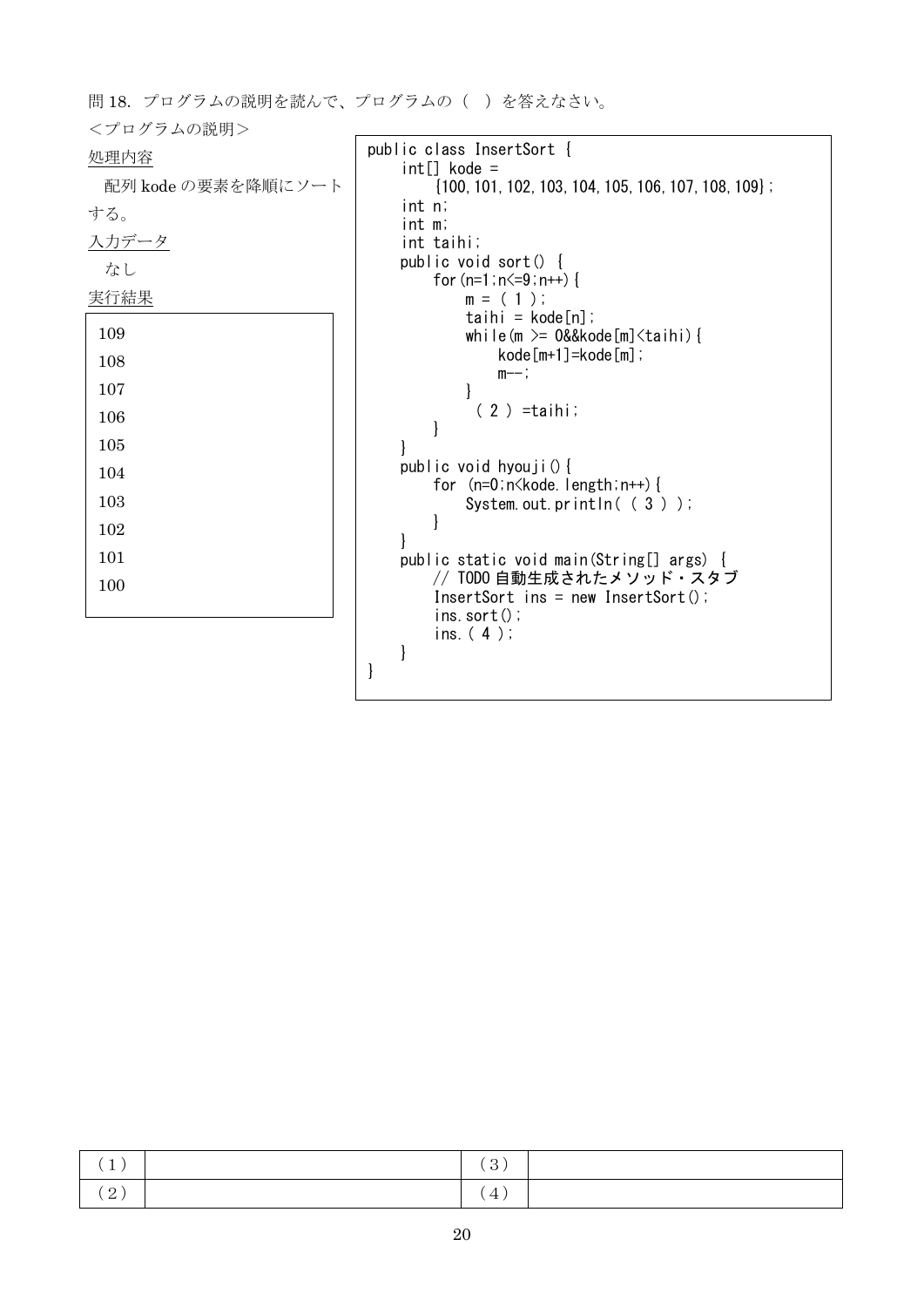問 18. プログラムの説明を読んで、プログラムの（ ）を答えなさい。

＜プログラムの説明＞

処理内容

配列 kode の要素を降順にソートする。

入力データ

なし

実行結果

```
109
108
107
106
105
104
103
102
101
100
```

```
public class InsertSort {
    int[] kode =
        {100,101,102,103,104,105,106,107,108,109};
    int n;
    int m;
    int taihi;
    public void sort() {
        for(n=1;n<=9;n++){
            m = ( 1 );
            taihi = kode[n];
            while(m >= 0&&kode[m]<taihi){
                kode[m+1]=kode[m];
                m--;
            }
             ( 2 ) =taihi;
        }
    }
    public void hyouji(){
        for (n=0;n<kode.length;n++){
            System.out.println( ( 3 ) );
        }
    }
    public static void main(String[] args) {
        // TODO 自動生成されたメソッド・スタブ
        InsertSort ins = new InsertSort();
        ins.sort();
        ins.( 4 );
    }
}
```

| （1） | | （3） | |
|---|---|---|---|
| （2） | | （4） | |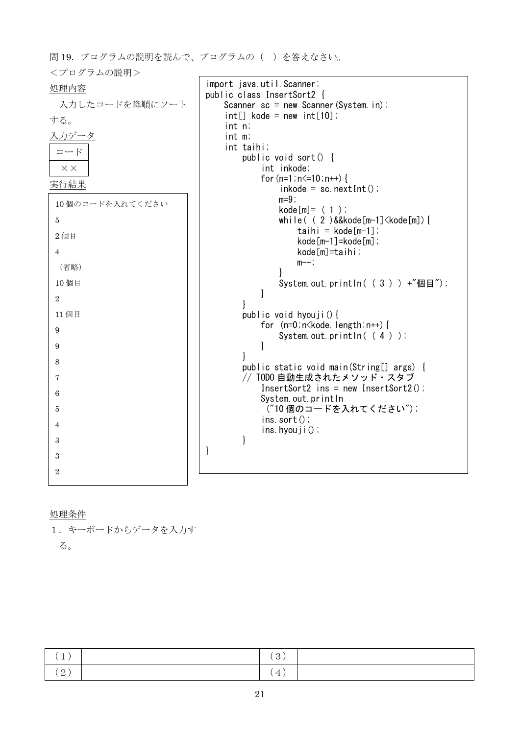問 19. プログラムの説明を読んで、プログラムの（ ）を答えなさい。

＜プログラムの説明＞

処理内容

入力したコードを降順にソートする。

入力データ

| コード |
|---|
| ×× |

実行結果

```
10 個のコードを入れてください
5
2 個目
4
（省略）
10 個目
2
11 個目
9
9
8
7
6
5
4
3
3
2
```

```
import java.util.Scanner;
public class InsertSort2 {
    Scanner sc = new Scanner(System.in);
    int[] kode = new int[10];
    int n;
    int m;
    int taihi;
        public void sort() {
            int inkode;
            for(n=1;n<=10;n++){
                inkode = sc.nextInt();
                m=9;
                kode[m]= ( 1 );
                while( ( 2 )&&kode[m-1]<kode[m]){
                    taihi = kode[m-1];
                    kode[m-1]=kode[m];
                    kode[m]=taihi;
                    m--;
                }
                System.out.println( ( 3 ) ) +"個目");
            }
        }
        public void hyouji(){
            for (n=0;n<kode.length;n++){
                System.out.println( ( 4 ) );
            }
        }
        public static void main(String[] args) {
        // TODO 自動生成されたメソッド・スタブ
            InsertSort2 ins = new InsertSort2();
            System.out.println
             ("10 個のコードを入れてください");
            ins.sort();
            ins.hyouji();
        }
}
```

処理条件

1．キーボードからデータを入力する。

| （1） | | （3） | |
|---|---|---|---|
| （2） | | （4） | |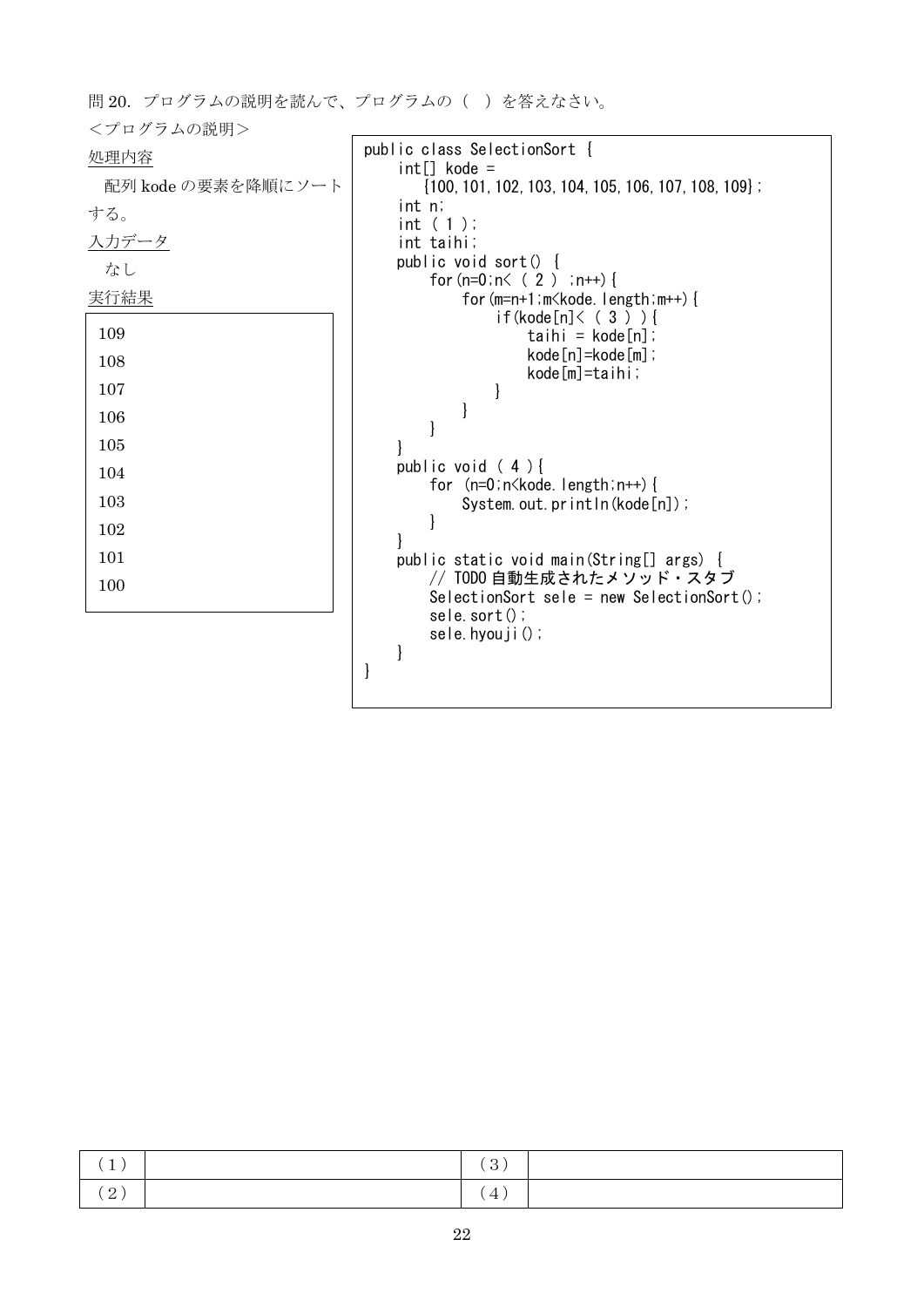問 20. プログラムの説明を読んで、プログラムの（ ）を答えなさい。

＜プログラムの説明＞

処理内容

配列 kode の要素を降順にソートする。

入力データ

なし

実行結果

```
109
108
107
106
105
104
103
102
101
100
```

```
public class SelectionSort {
    int[] kode =
        {100,101,102,103,104,105,106,107,108,109};
    int n;
    int ( 1 );
    int taihi;
    public void sort() {
        for(n=0;n< ( 2 ) ;n++){
            for(m=n+1;m<kode.length;m++){
                if(kode[n]< ( 3 ) ){
                    taihi = kode[n];
                    kode[n]=kode[m];
                    kode[m]=taihi;
                }
            }
        }
    }
    public void ( 4 ){
        for (n=0;n<kode.length;n++){
            System.out.println(kode[n]);
        }
    }
    public static void main(String[] args) {
        // TODO 自動生成されたメソッド・スタブ
        SelectionSort sele = new SelectionSort();
        sele.sort();
        sele.hyouji();
    }
}
```

| （1） |  | （3） |  |
|---|---|---|---|
| （2） |  | （4） |  |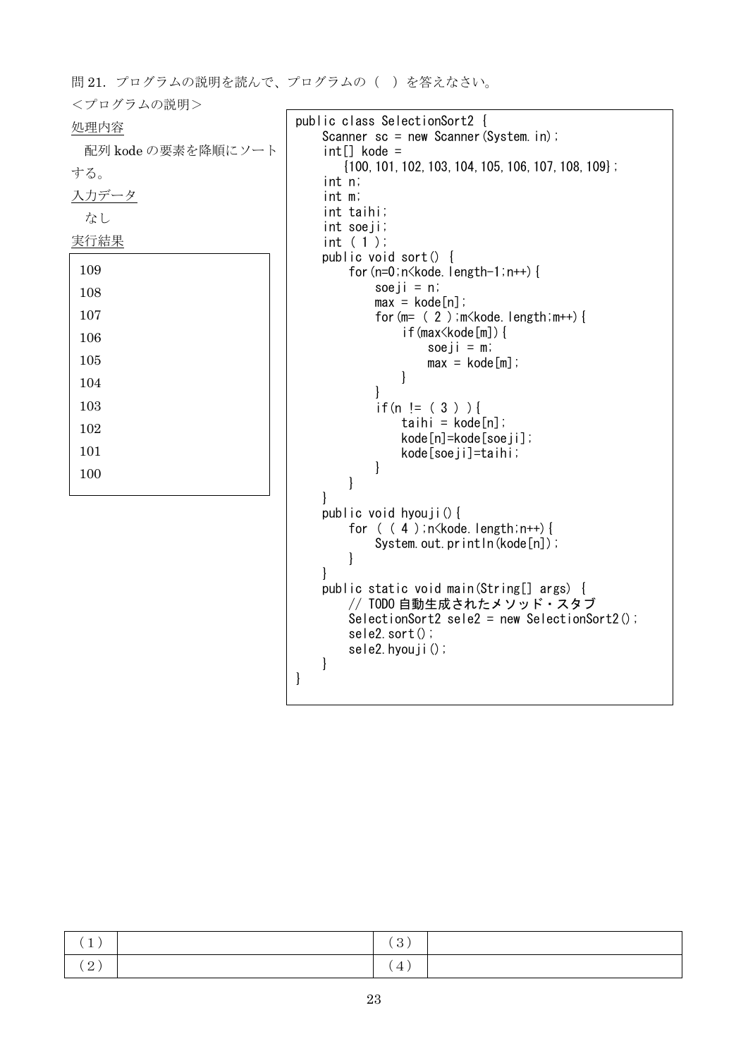問 21. プログラムの説明を読んで、プログラムの（ ）を答えなさい。

＜プログラムの説明＞

処理内容

　配列 kode の要素を降順にソートする。

入力データ

　なし

実行結果

```
109
108
107
106
105
104
103
102
101
100
```

```
public class SelectionSort2 {
    Scanner sc = new Scanner(System.in);
    int[] kode =
        {100,101,102,103,104,105,106,107,108,109};
    int n;
    int m;
    int taihi;
    int soeji;
    int ( 1 );
    public void sort() {
        for(n=0;n<kode.length-1;n++){
            soeji = n;
            max = kode[n];
            for(m= ( 2 );m<kode.length;m++){
                if(max<kode[m]){
                    soeji = m;
                    max = kode[m];
                }
            }
            if(n != ( 3 ) ){
                taihi = kode[n];
                kode[n]=kode[soeji];
                kode[soeji]=taihi;
            }
        }
    }
    public void hyouji(){
        for ( ( 4 );n<kode.length;n++){
            System.out.println(kode[n]);
        }
    }
    public static void main(String[] args) {
        // TODO 自動生成されたメソッド・スタブ
        SelectionSort2 sele2 = new SelectionSort2();
        sele2.sort();
        sele2.hyouji();
    }
}
```

| (1) | | (3) | |
|---|---|---|---|
| (2) | | (4) | |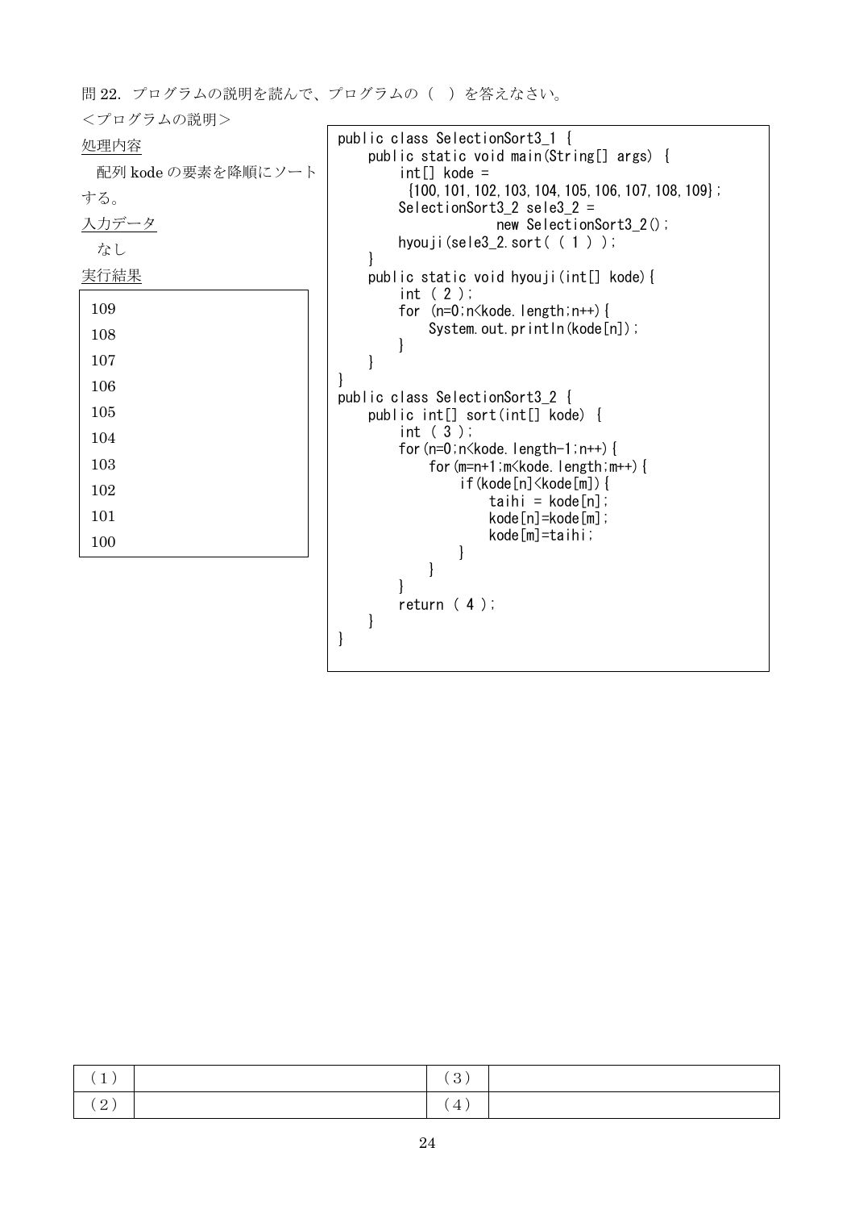問 22. プログラムの説明を読んで、プログラムの（　）を答えなさい。

<プログラムの説明>

処理内容

配列 kode の要素を降順にソートする。

入力データ

なし

実行結果

```
109
108
107
106
105
104
103
102
101
100
```

```
public class SelectionSort3_1 {
    public static void main(String[] args) {
        int[] kode =
         {100,101,102,103,104,105,106,107,108,109};
        SelectionSort3_2 sele3_2 =
                    new SelectionSort3_2();
        hyouji(sele3_2.sort( ( 1 ) );
    }
    public static void hyouji(int[] kode){
        int ( 2 );
        for (n=0;n<kode.length;n++){
            System.out.println(kode[n]);
        }
    }
}
public class SelectionSort3_2 {
    public int[] sort(int[] kode) {
        int ( 3 );
        for(n=0;n<kode.length-1;n++){
            for(m=n+1;m<kode.length;m++){
                if(kode[n]<kode[m]){
                    taihi = kode[n];
                    kode[n]=kode[m];
                    kode[m]=taihi;
                }
            }
        }
        return ( 4 );
    }
}
```

| (1) |  | (3) |  |
|---|---|---|---|
| (2) |  | (4) |  |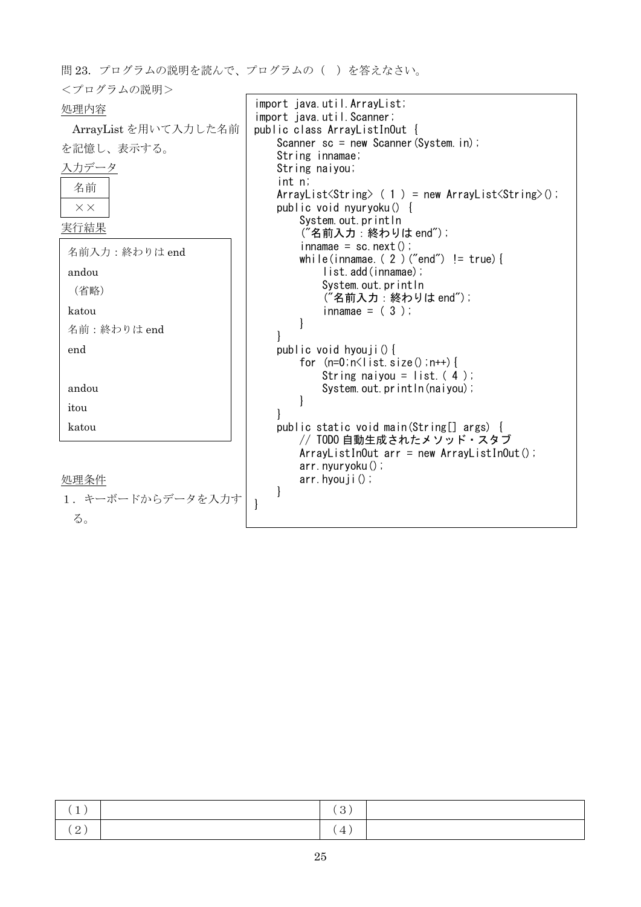問 23. プログラムの説明を読んで、プログラムの（ ）を答えなさい。

<プログラムの説明>

処理内容

ArrayList を用いて入力した名前を記憶し、表示する。

入力データ

| 名前 |
|---|
| ×× |

実行結果

```
名前入力：終わりは end
andou
（省略）
katou
名前：終わりは end
end

andou
itou
katou
```

処理条件

1．キーボードからデータを入力する。

```
import java.util.ArrayList;
import java.util.Scanner;
public class ArrayListInOut {
    Scanner sc = new Scanner(System.in);
    String innamae;
    String naiyou;
    int n;
    ArrayList<String> ( 1 ) = new ArrayList<String>();
    public void nyuryoku() {
        System.out.println
        ("名前入力：終わりは end");
        innamae = sc.next();
        while(innamae.( 2 )("end") != true){
            list.add(innamae);
            System.out.println
            ("名前入力：終わりは end");
            innamae = ( 3 );
        }
    }
    public void hyouji(){
        for (n=0;n<list.size();n++){
            String naiyou = list.( 4 );
            System.out.println(naiyou);
        }
    }
    public static void main(String[] args) {
        // TODO 自動生成されたメソッド・スタブ
        ArrayListInOut arr = new ArrayListInOut();
        arr.nyuryoku();
        arr.hyouji();
    }
}
```

| （1） | | （3） | |
|---|---|---|---|
| （2） | | （4） | |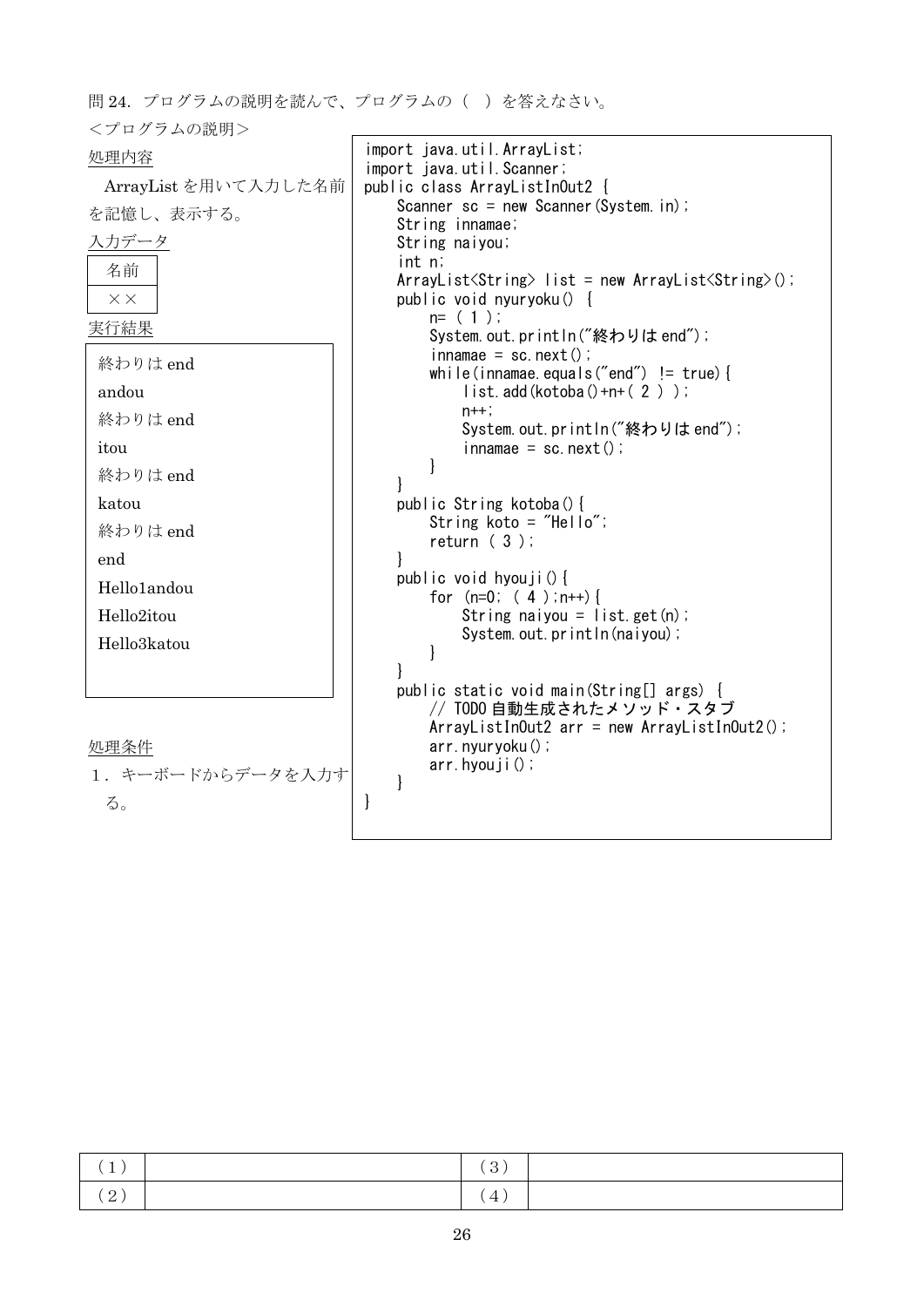問 24. プログラムの説明を読んで、プログラムの（ ）を答えなさい。

<プログラムの説明>

処理内容

ArrayList を用いて入力した名前を記憶し、表示する。

入力データ

| 名前 |
|---|
| ×× |

実行結果

```
終わりは end
andou
終わりは end
itou
終わりは end
katou
終わりは end
end
Hello1andou
Hello2itou
Hello3katou
```

処理条件

1．キーボードからデータを入力する。

```
import java.util.ArrayList;
import java.util.Scanner;
public class ArrayListInOut2 {
    Scanner sc = new Scanner(System.in);
    String innamae;
    String naiyou;
    int n;
    ArrayList<String> list = new ArrayList<String>();
    public void nyuryoku() {
        n= ( 1 );
        System.out.println("終わりは end");
        innamae = sc.next();
        while(innamae.equals("end") != true){
            list.add(kotoba()+n+( 2 ) );
            n++;
            System.out.println("終わりは end");
            innamae = sc.next();
        }
    }
    public String kotoba(){
        String koto = "Hello";
        return ( 3 );
    }
    public void hyouji(){
        for (n=0; ( 4 );n++){
            String naiyou = list.get(n);
            System.out.println(naiyou);
        }
    }
    public static void main(String[] args) {
        // TODO 自動生成されたメソッド・スタブ
        ArrayListInOut2 arr = new ArrayListInOut2();
        arr.nyuryoku();
        arr.hyouji();
    }
}
```

| （1） | | （3） | |
|---|---|---|---|
| （2） | | （4） | |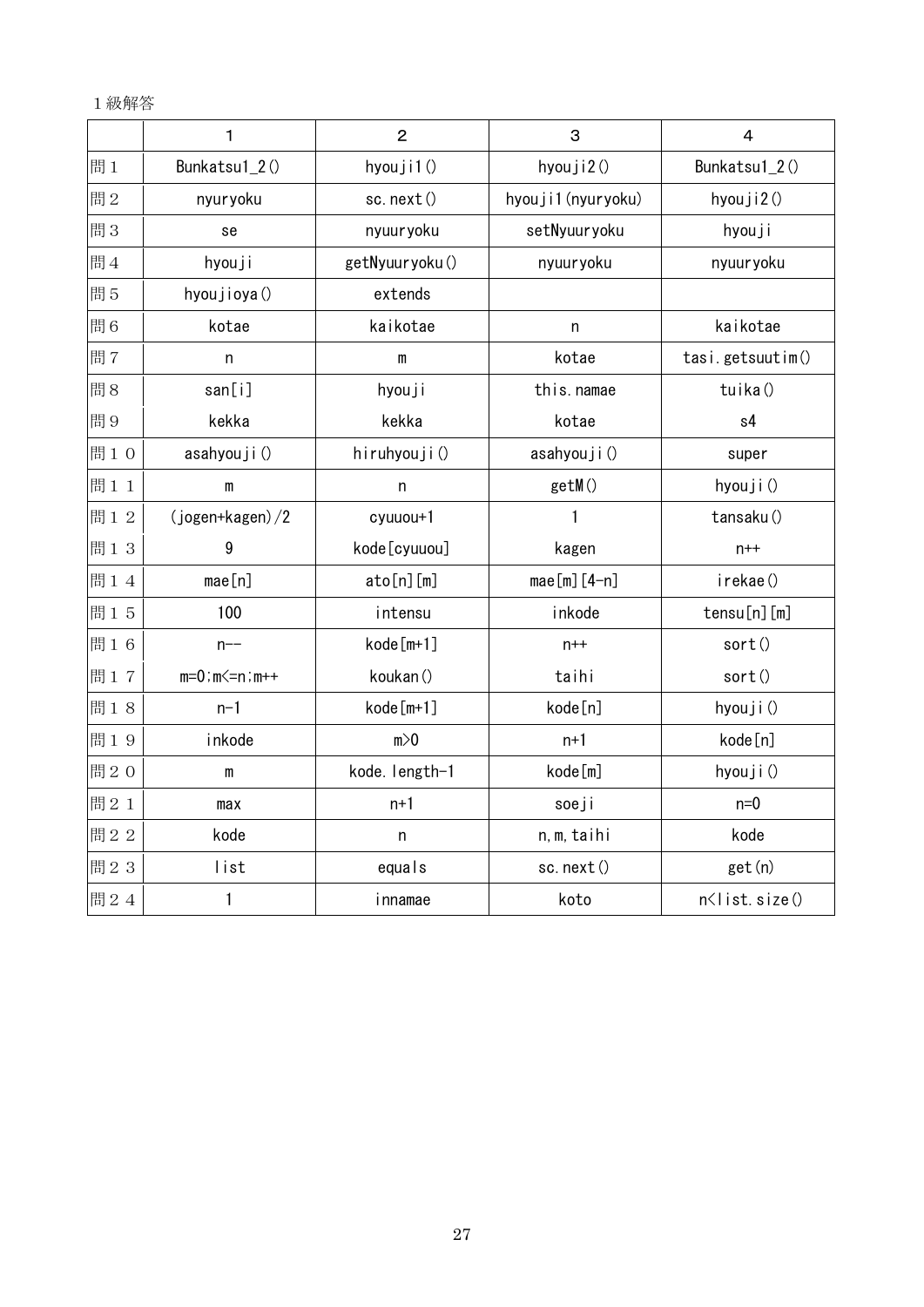１級解答

| | 1 | 2 | 3 | 4 |
|---|---|---|---|---|
| 問１ | Bunkatsu1_2() | hyouji1() | hyouji2() | Bunkatsu1_2() |
| 問２ | nyuryoku | sc.next() | hyouji1(nyuryoku) | hyouji2() |
| 問３ | se | nyuuryoku | setNyuuryoku | hyouji |
| 問４ | hyouji | getNyuuryoku() | nyuuryoku | nyuuryoku |
| 問５ | hyoujioya() | extends | | |
| 問６ | kotae | kaikotae | n | kaikotae |
| 問７ | n | m | kotae | tasi.getsuutim() |
| 問８ | san[i] | hyouji | this.namae | tuika() |
| 問９ | kekka | kekka | kotae | s4 |
| 問１０ | asahyouji() | hiruhyouji() | asahyouji() | super |
| 問１１ | m | n | getM() | hyouji() |
| 問１２ | (jogen+kagen)/2 | cyuuou+1 | 1 | tansaku() |
| 問１３ | 9 | kode[cyuuou] | kagen | n++ |
| 問１４ | mae[n] | ato[n][m] | mae[m][4-n] | irekae() |
| 問１５ | 100 | intensu | inkode | tensu[n][m] |
| 問１６ | n-- | kode[m+1] | n++ | sort() |
| 問１７ | m=0;m<=n;m++ | koukan() | taihi | sort() |
| 問１８ | n-1 | kode[m+1] | kode[n] | hyouji() |
| 問１９ | inkode | m>0 | n+1 | kode[n] |
| 問２０ | m | kode.length-1 | kode[m] | hyouji() |
| 問２１ | max | n+1 | soeji | n=0 |
| 問２２ | kode | n | n,m,taihi | kode |
| 問２３ | list | equals | sc.next() | get(n) |
| 問２４ | 1 | innamae | koto | n<list.size() |